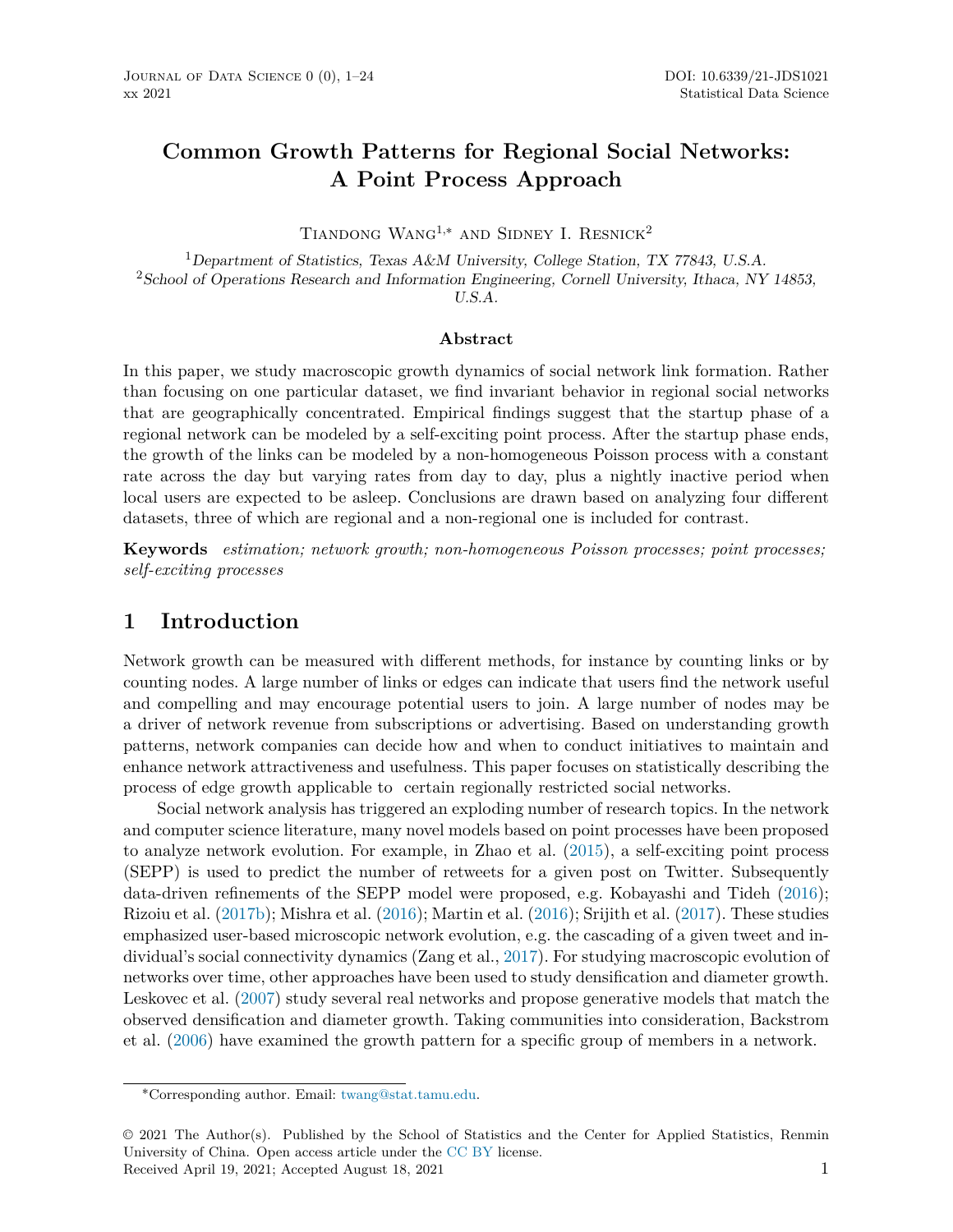# Common Growth Patterns for Regional Social Networks: A Point Process Approach

Tiandong Wang[1,*] and Sidney I. Resnick[2]

[1]*Department of Statistics, Texas A&M University, College Station, TX 77843, U.S.A.*
[2]*School of Operations Research and Information Engineering, Cornell University, Ithaca, NY 14853, U.S.A.*

### Abstract

In this paper, we study macroscopic growth dynamics of social network link formation. Rather than focusing on one particular dataset, we find invariant behavior in regional social networks that are geographically concentrated. Empirical findings suggest that the startup phase of a regional network can be modeled by a self-exciting point process. After the startup phase ends, the growth of the links can be modeled by a non-homogeneous Poisson process with a constant rate across the day but varying rates from day to day, plus a nightly inactive period when local users are expected to be asleep. Conclusions are drawn based on analyzing four different datasets, three of which are regional and a non-regional one is included for contrast.

**Keywords** *estimation; network growth; non-homogeneous Poisson processes; point processes; self-exciting processes*

## 1 Introduction

Network growth can be measured with different methods, for instance by counting links or by counting nodes. A large number of links or edges can indicate that users find the network useful and compelling and may encourage potential users to join. A large number of nodes may be a driver of network revenue from subscriptions or advertising. Based on understanding growth patterns, network companies can decide how and when to conduct initiatives to maintain and enhance network attractiveness and usefulness. This paper focuses on statistically describing the process of edge growth applicable to certain regionally restricted social networks.

Social network analysis has triggered an exploding number of research topics. In the network and computer science literature, many novel models based on point processes have been proposed to analyze network evolution. For example, in Zhao et al. (2015), a self-exciting point process (SEPP) is used to predict the number of retweets for a given post on Twitter. Subsequently data-driven refinements of the SEPP model were proposed, e.g. Kobayashi and Tideh (2016); Rizoiu et al. (2017b); Mishra et al. (2016); Martin et al. (2016); Srijith et al. (2017). These studies emphasized user-based microscopic network evolution, e.g. the cascading of a given tweet and individual's social connectivity dynamics (Zang et al., 2017). For studying macroscopic evolution of networks over time, other approaches have been used to study densification and diameter growth. Leskovec et al. (2007) study several real networks and propose generative models that match the observed densification and diameter growth. Taking communities into consideration, Backstrom et al. (2006) have examined the growth pattern for a specific group of members in a network.

*Corresponding author. Email: twang@stat.tamu.edu.

© 2021 The Author(s). Published by the School of Statistics and the Center for Applied Statistics, Renmin University of China. Open access article under the CC BY license.
Received April 19, 2021; Accepted August 18, 2021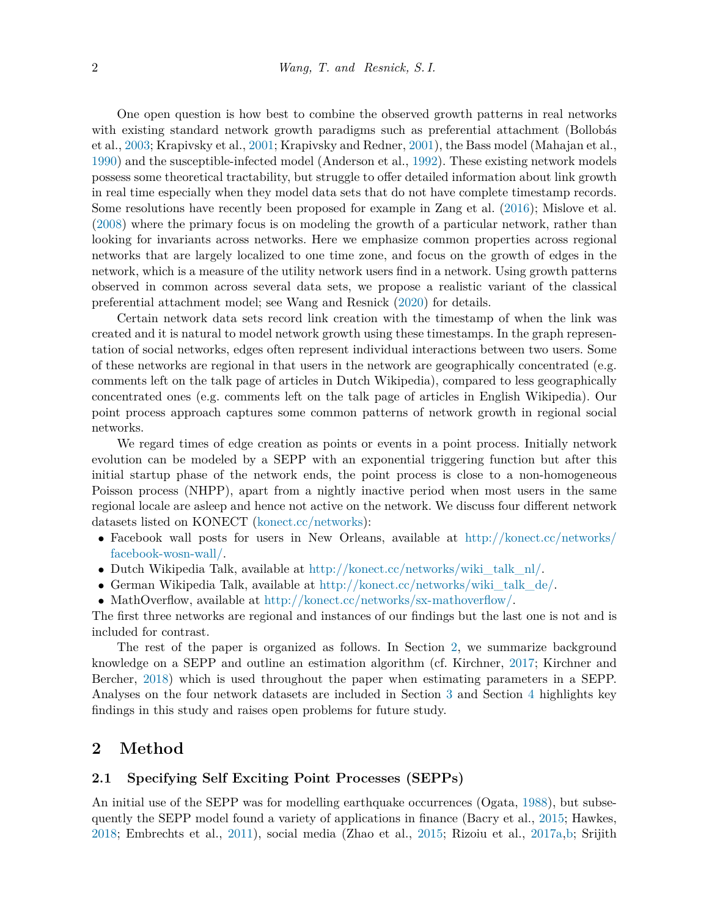One open question is how best to combine the observed growth patterns in real networks with existing standard network growth paradigms such as preferential attachment (Bollobás et al., 2003; Krapivsky et al., 2001; Krapivsky and Redner, 2001), the Bass model (Mahajan et al., 1990) and the susceptible-infected model (Anderson et al., 1992). These existing network models possess some theoretical tractability, but struggle to offer detailed information about link growth in real time especially when they model data sets that do not have complete timestamp records. Some resolutions have recently been proposed for example in Zang et al. (2016); Mislove et al. (2008) where the primary focus is on modeling the growth of a particular network, rather than looking for invariants across networks. Here we emphasize common properties across regional networks that are largely localized to one time zone, and focus on the growth of edges in the network, which is a measure of the utility network users find in a network. Using growth patterns observed in common across several data sets, we propose a realistic variant of the classical preferential attachment model; see Wang and Resnick (2020) for details.

Certain network data sets record link creation with the timestamp of when the link was created and it is natural to model network growth using these timestamps. In the graph representation of social networks, edges often represent individual interactions between two users. Some of these networks are regional in that users in the network are geographically concentrated (e.g. comments left on the talk page of articles in Dutch Wikipedia), compared to less geographically concentrated ones (e.g. comments left on the talk page of articles in English Wikipedia). Our point process approach captures some common patterns of network growth in regional social networks.

We regard times of edge creation as points or events in a point process. Initially network evolution can be modeled by a SEPP with an exponential triggering function but after this initial startup phase of the network ends, the point process is close to a non-homogeneous Poisson process (NHPP), apart from a nightly inactive period when most users in the same regional locale are asleep and hence not active on the network. We discuss four different network datasets listed on KONECT (konect.cc/networks):

- Facebook wall posts for users in New Orleans, available at http://konect.cc/networks/facebook-wosn-wall/.
- Dutch Wikipedia Talk, available at http://konect.cc/networks/wiki_talk_nl/.
- German Wikipedia Talk, available at http://konect.cc/networks/wiki_talk_de/.
- MathOverflow, available at http://konect.cc/networks/sx-mathoverflow/.

The first three networks are regional and instances of our findings but the last one is not and is included for contrast.

The rest of the paper is organized as follows. In Section 2, we summarize background knowledge on a SEPP and outline an estimation algorithm (cf. Kirchner, 2017; Kirchner and Bercher, 2018) which is used throughout the paper when estimating parameters in a SEPP. Analyses on the four network datasets are included in Section 3 and Section 4 highlights key findings in this study and raises open problems for future study.

# 2 Method

## 2.1 Specifying Self Exciting Point Processes (SEPPs)

An initial use of the SEPP was for modelling earthquake occurrences (Ogata, 1988), but subsequently the SEPP model found a variety of applications in finance (Bacry et al., 2015; Hawkes, 2018; Embrechts et al., 2011), social media (Zhao et al., 2015; Rizoiu et al., 2017a,b; Srijith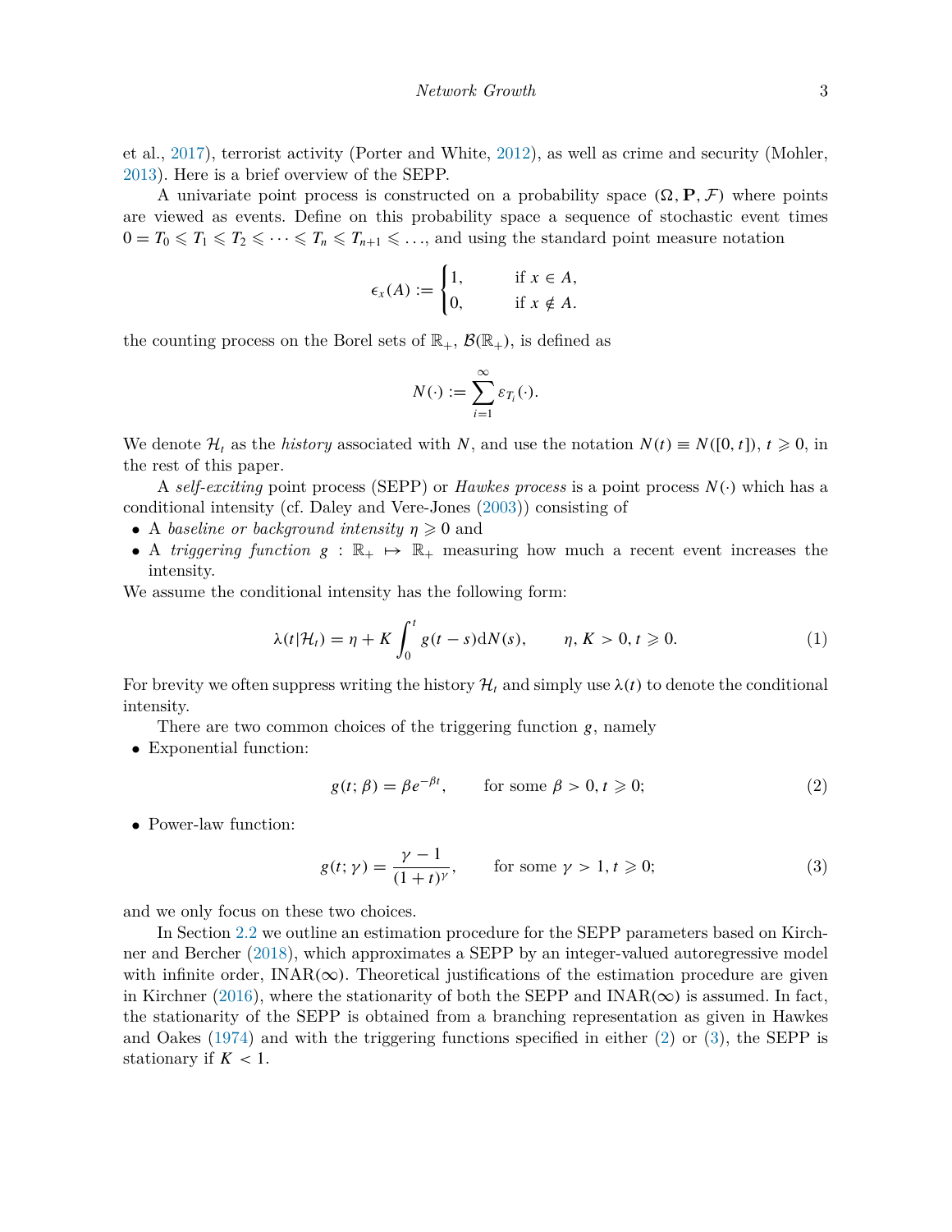et al., 2017), terrorist activity (Porter and White, 2012), as well as crime and security (Mohler, 2013). Here is a brief overview of the SEPP.

A univariate point process is constructed on a probability space $(\Omega, \mathbf{P}, \mathcal{F})$ where points are viewed as events. Define on this probability space a sequence of stochastic event times $0 = T_0 \leqslant T_1 \leqslant T_2 \leqslant \cdots \leqslant T_n \leqslant T_{n+1} \leqslant \ldots$, and using the standard point measure notation

$$\epsilon_x(A) := \begin{cases} 1, & \text{if } x \in A, \\ 0, & \text{if } x \notin A. \end{cases}$$

the counting process on the Borel sets of $\mathbb{R}_+$, $\mathcal{B}(\mathbb{R}_+)$, is defined as

$$N(\cdot) := \sum_{i=1}^{\infty} \varepsilon_{T_i}(\cdot).$$

We denote $\mathcal{H}_t$ as the *history* associated with $N$, and use the notation $N(t) \equiv N([0, t])$, $t \geqslant 0$, in the rest of this paper.

A *self-exciting* point process (SEPP) or *Hawkes process* is a point process $N(\cdot)$ which has a conditional intensity (cf. Daley and Vere-Jones (2003)) consisting of

- A *baseline or background intensity* $\eta \geqslant 0$ and
- A *triggering function* $g : \mathbb{R}_+ \mapsto \mathbb{R}_+$ measuring how much a recent event increases the intensity.

We assume the conditional intensity has the following form:

$$\lambda(t|\mathcal{H}_t) = \eta + K \int_0^t g(t-s)\mathrm{d}N(s), \qquad \eta, K > 0, t \geqslant 0. \tag{1}$$

For brevity we often suppress writing the history $\mathcal{H}_t$ and simply use $\lambda(t)$ to denote the conditional intensity.

There are two common choices of the triggering function $g$, namely

- Exponential function:

$$g(t; \beta) = \beta e^{-\beta t}, \qquad \text{for some } \beta > 0, t \geqslant 0; \tag{2}$$

- Power-law function:

$$g(t; \gamma) = \frac{\gamma - 1}{(1+t)^{\gamma}}, \qquad \text{for some } \gamma > 1, t \geqslant 0; \tag{3}$$

and we only focus on these two choices.

In Section 2.2 we outline an estimation procedure for the SEPP parameters based on Kirchner and Bercher (2018), which approximates a SEPP by an integer-valued autoregressive model with infinite order, INAR($\infty$). Theoretical justifications of the estimation procedure are given in Kirchner (2016), where the stationarity of both the SEPP and INAR($\infty$) is assumed. In fact, the stationarity of the SEPP is obtained from a branching representation as given in Hawkes and Oakes (1974) and with the triggering functions specified in either (2) or (3), the SEPP is stationary if $K < 1$.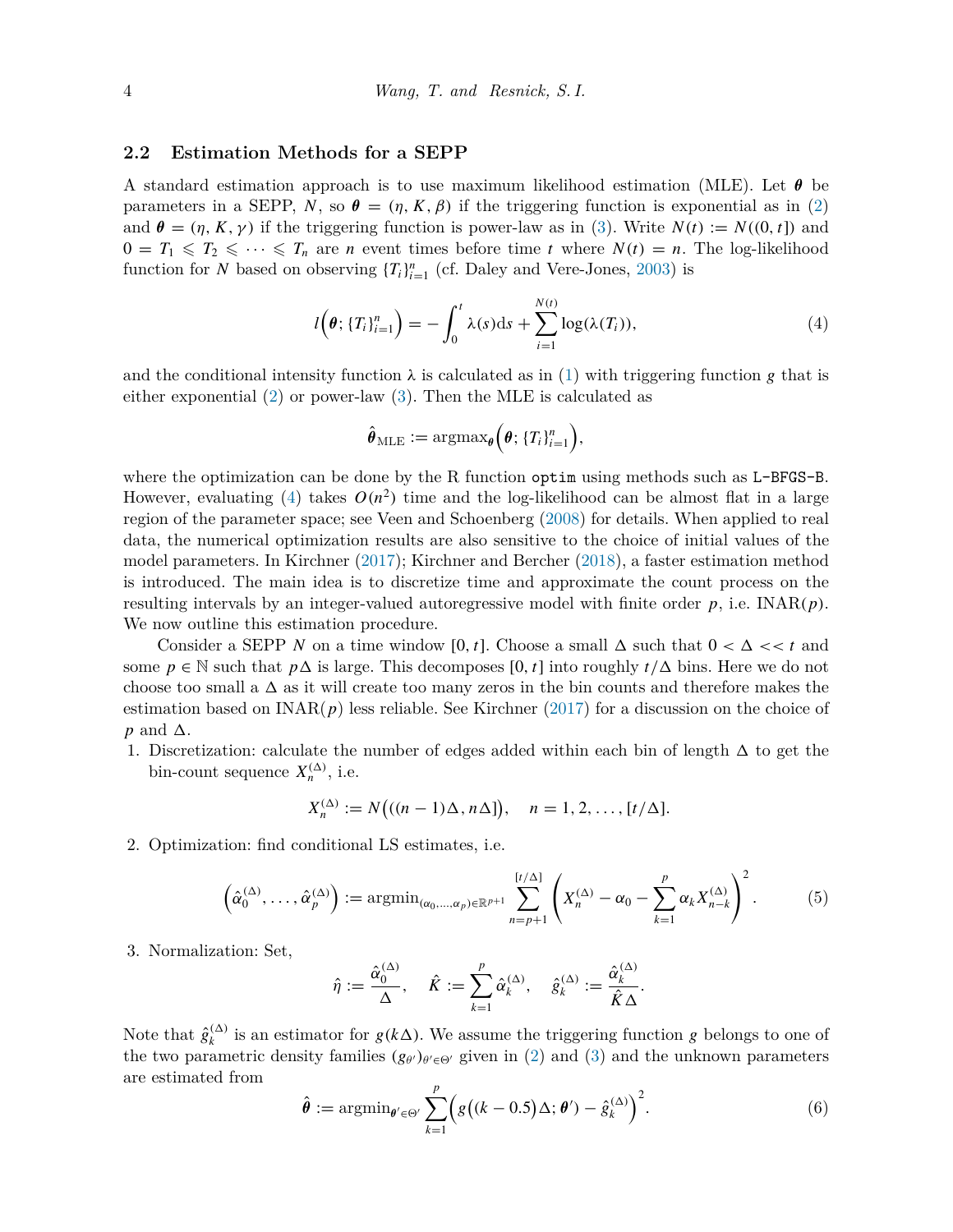### 2.2 Estimation Methods for a SEPP

A standard estimation approach is to use maximum likelihood estimation (MLE). Let $\boldsymbol{\theta}$ be parameters in a SEPP, $N$, so $\boldsymbol{\theta} = (\eta, K, \beta)$ if the triggering function is exponential as in (2) and $\boldsymbol{\theta} = (\eta, K, \gamma)$ if the triggering function is power-law as in (3). Write $N(t) := N((0, t])$ and $0 = T_1 \leqslant T_2 \leqslant \cdots \leqslant T_n$ are $n$ event times before time $t$ where $N(t) = n$. The log-likelihood function for $N$ based on observing $\{T_i\}_{i=1}^n$ (cf. Daley and Vere-Jones, 2003) is

$$l\Big(\boldsymbol{\theta}; \{T_i\}_{i=1}^n\Big) = -\int_0^t \lambda(s)\mathrm{d}s + \sum_{i=1}^{N(t)} \log(\lambda(T_i)), \tag{4}$$

and the conditional intensity function $\lambda$ is calculated as in (1) with triggering function $g$ that is either exponential (2) or power-law (3). Then the MLE is calculated as

$$\hat{\boldsymbol{\theta}}_{\mathrm{MLE}} := \mathrm{argmax}_{\boldsymbol{\theta}}\Big(\boldsymbol{\theta}; \{T_i\}_{i=1}^n\Big),$$

where the optimization can be done by the R function `optim` using methods such as `L-BFGS-B`. However, evaluating (4) takes $O(n^2)$ time and the log-likelihood can be almost flat in a large region of the parameter space; see Veen and Schoenberg (2008) for details. When applied to real data, the numerical optimization results are also sensitive to the choice of initial values of the model parameters. In Kirchner (2017); Kirchner and Bercher (2018), a faster estimation method is introduced. The main idea is to discretize time and approximate the count process on the resulting intervals by an integer-valued autoregressive model with finite order $p$, i.e. INAR($p$). We now outline this estimation procedure.

Consider a SEPP $N$ on a time window $[0, t]$. Choose a small $\Delta$ such that $0 < \Delta << t$ and some $p \in \mathbb{N}$ such that $p\Delta$ is large. This decomposes $[0, t]$ into roughly $t/\Delta$ bins. Here we do not choose too small a $\Delta$ as it will create too many zeros in the bin counts and therefore makes the estimation based on INAR($p$) less reliable. See Kirchner (2017) for a discussion on the choice of $p$ and $\Delta$.

1. Discretization: calculate the number of edges added within each bin of length $\Delta$ to get the bin-count sequence $X_n^{(\Delta)}$, i.e.

$$X_n^{(\Delta)} := N\big((n-1)\Delta, n\Delta]\big), \quad n = 1, 2, \ldots, [t/\Delta].$$

2. Optimization: find conditional LS estimates, i.e.

$$\Big(\hat{\alpha}_0^{(\Delta)}, \ldots, \hat{\alpha}_p^{(\Delta)}\Big) := \mathrm{argmin}_{(\alpha_0, \ldots, \alpha_p) \in \mathbb{R}^{p+1}} \sum_{n=p+1}^{[t/\Delta]} \left(X_n^{(\Delta)} - \alpha_0 - \sum_{k=1}^{p} \alpha_k X_{n-k}^{(\Delta)}\right)^2. \tag{5}$$

3. Normalization: Set,

$$\hat{\eta} := \frac{\hat{\alpha}_0^{(\Delta)}}{\Delta}, \quad \hat{K} := \sum_{k=1}^{p} \hat{\alpha}_k^{(\Delta)}, \quad \hat{g}_k^{(\Delta)} := \frac{\hat{\alpha}_k^{(\Delta)}}{\hat{K}\Delta}.$$

Note that $\hat{g}_k^{(\Delta)}$ is an estimator for $g(k\Delta)$. We assume the triggering function $g$ belongs to one of the two parametric density families $(g_{\theta'})_{\theta' \in \Theta'}$ given in (2) and (3) and the unknown parameters are estimated from

$$\hat{\boldsymbol{\theta}} := \mathrm{argmin}_{\boldsymbol{\theta}' \in \Theta'} \sum_{k=1}^{p} \Big(g\big((k-0.5)\Delta; \boldsymbol{\theta}'\big) - \hat{g}_k^{(\Delta)}\Big)^2. \tag{6}$$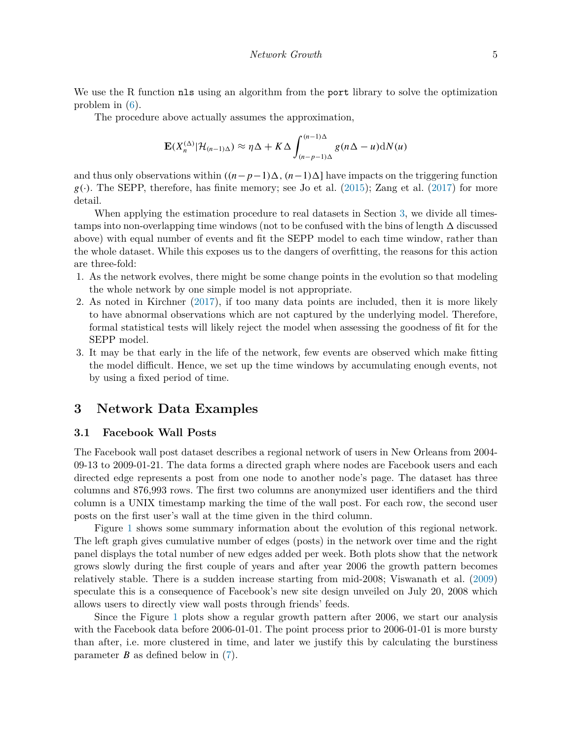We use the R function `nls` using an algorithm from the `port` library to solve the optimization problem in (6).

The procedure above actually assumes the approximation,

$$\mathbf{E}(X_n^{(\Delta)}|\mathcal{H}_{(n-1)\Delta}) \approx \eta\Delta + K\Delta \int_{(n-p-1)\Delta}^{(n-1)\Delta} g(n\Delta - u)\mathrm{d}N(u)$$

and thus only observations within $((n-p-1)\Delta, (n-1)\Delta]$ have impacts on the triggering function $g(\cdot)$. The SEPP, therefore, has finite memory; see Jo et al. (2015); Zang et al. (2017) for more detail.

When applying the estimation procedure to real datasets in Section 3, we divide all timestamps into non-overlapping time windows (not to be confused with the bins of length $\Delta$ discussed above) with equal number of events and fit the SEPP model to each time window, rather than the whole dataset. While this exposes us to the dangers of overfitting, the reasons for this action are three-fold:

1. As the network evolves, there might be some change points in the evolution so that modeling the whole network by one simple model is not appropriate.
2. As noted in Kirchner (2017), if too many data points are included, then it is more likely to have abnormal observations which are not captured by the underlying model. Therefore, formal statistical tests will likely reject the model when assessing the goodness of fit for the SEPP model.
3. It may be that early in the life of the network, few events are observed which make fitting the model difficult. Hence, we set up the time windows by accumulating enough events, not by using a fixed period of time.

## 3 Network Data Examples

### 3.1 Facebook Wall Posts

The Facebook wall post dataset describes a regional network of users in New Orleans from 2004-09-13 to 2009-01-21. The data forms a directed graph where nodes are Facebook users and each directed edge represents a post from one node to another node's page. The dataset has three columns and 876,993 rows. The first two columns are anonymized user identifiers and the third column is a UNIX timestamp marking the time of the wall post. For each row, the second user posts on the first user's wall at the time given in the third column.

Figure 1 shows some summary information about the evolution of this regional network. The left graph gives cumulative number of edges (posts) in the network over time and the right panel displays the total number of new edges added per week. Both plots show that the network grows slowly during the first couple of years and after year 2006 the growth pattern becomes relatively stable. There is a sudden increase starting from mid-2008; Viswanath et al. (2009) speculate this is a consequence of Facebook's new site design unveiled on July 20, 2008 which allows users to directly view wall posts through friends' feeds.

Since the Figure 1 plots show a regular growth pattern after 2006, we start our analysis with the Facebook data before 2006-01-01. The point process prior to 2006-01-01 is more bursty than after, i.e. more clustered in time, and later we justify this by calculating the burstiness parameter $B$ as defined below in (7).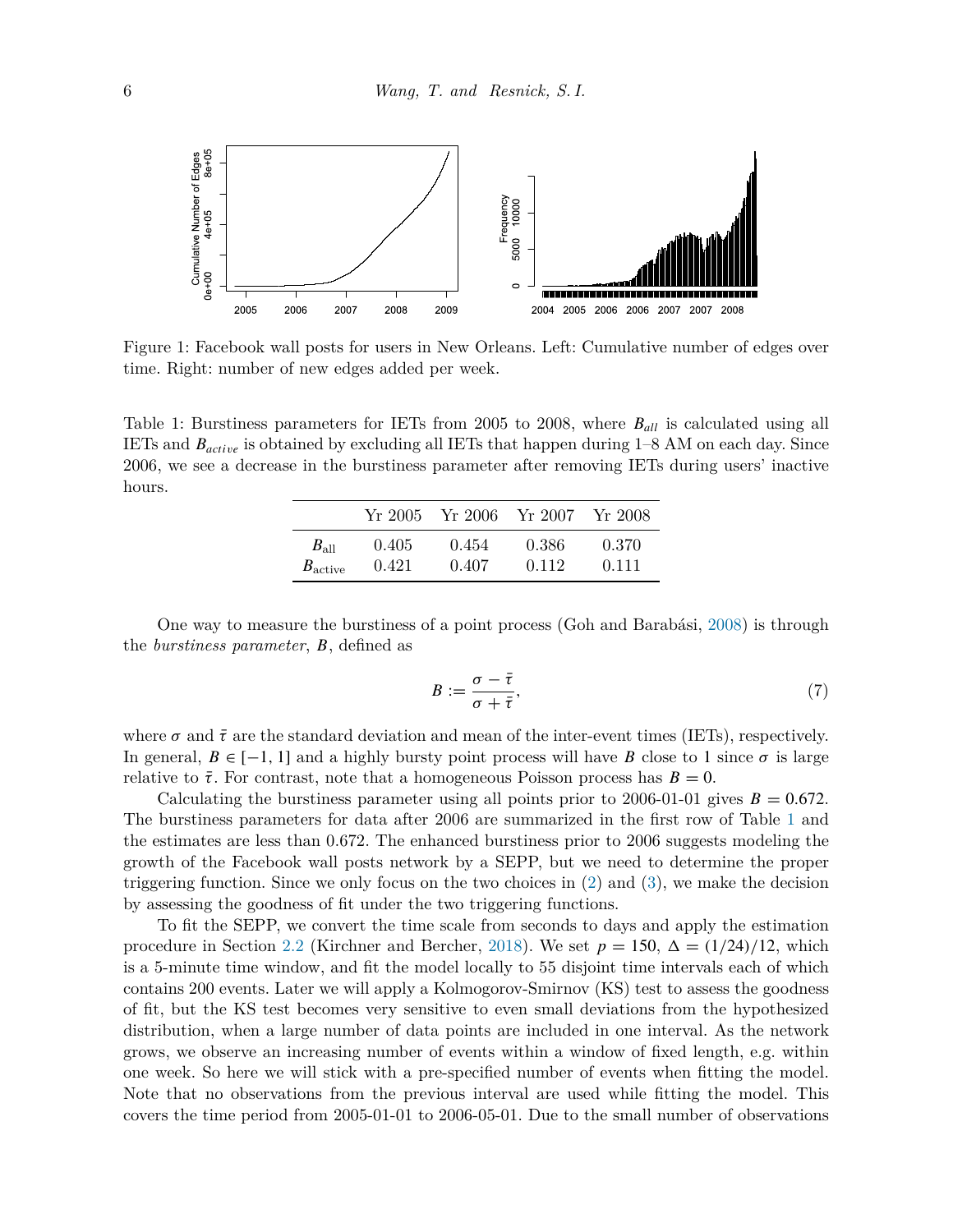Figure 1: Facebook wall posts for users in New Orleans. Left: Cumulative number of edges over time. Right: number of new edges added per week.

Table 1: Burstiness parameters for IETs from 2005 to 2008, where $B_{all}$ is calculated using all IETs and $B_{active}$ is obtained by excluding all IETs that happen during 1–8 AM on each day. Since 2006, we see a decrease in the burstiness parameter after removing IETs during users' inactive hours.

| | Yr 2005 | Yr 2006 | Yr 2007 | Yr 2008 |
|---|---|---|---|---|
| $B_{\text{all}}$ | 0.405 | 0.454 | 0.386 | 0.370 |
| $B_{\text{active}}$ | 0.421 | 0.407 | 0.112 | 0.111 |

One way to measure the burstiness of a point process (Goh and Barabási, 2008) is through the *burstiness parameter*, $B$, defined as

$$B := \frac{\sigma - \bar{\tau}}{\sigma + \bar{\tau}}, \tag{7}$$

where $\sigma$ and $\bar{\tau}$ are the standard deviation and mean of the inter-event times (IETs), respectively. In general, $B \in [-1, 1]$ and a highly bursty point process will have $B$ close to 1 since $\sigma$ is large relative to $\bar{\tau}$. For contrast, note that a homogeneous Poisson process has $B = 0$.

Calculating the burstiness parameter using all points prior to 2006-01-01 gives $B = 0.672$. The burstiness parameters for data after 2006 are summarized in the first row of Table 1 and the estimates are less than 0.672. The enhanced burstiness prior to 2006 suggests modeling the growth of the Facebook wall posts network by a SEPP, but we need to determine the proper triggering function. Since we only focus on the two choices in (2) and (3), we make the decision by assessing the goodness of fit under the two triggering functions.

To fit the SEPP, we convert the time scale from seconds to days and apply the estimation procedure in Section 2.2 (Kirchner and Bercher, 2018). We set $p = 150$, $\Delta = (1/24)/12$, which is a 5-minute time window, and fit the model locally to 55 disjoint time intervals each of which contains 200 events. Later we will apply a Kolmogorov-Smirnov (KS) test to assess the goodness of fit, but the KS test becomes very sensitive to even small deviations from the hypothesized distribution, when a large number of data points are included in one interval. As the network grows, we observe an increasing number of events within a window of fixed length, e.g. within one week. So here we will stick with a pre-specified number of events when fitting the model. Note that no observations from the previous interval are used while fitting the model. This covers the time period from 2005-01-01 to 2006-05-01. Due to the small number of observations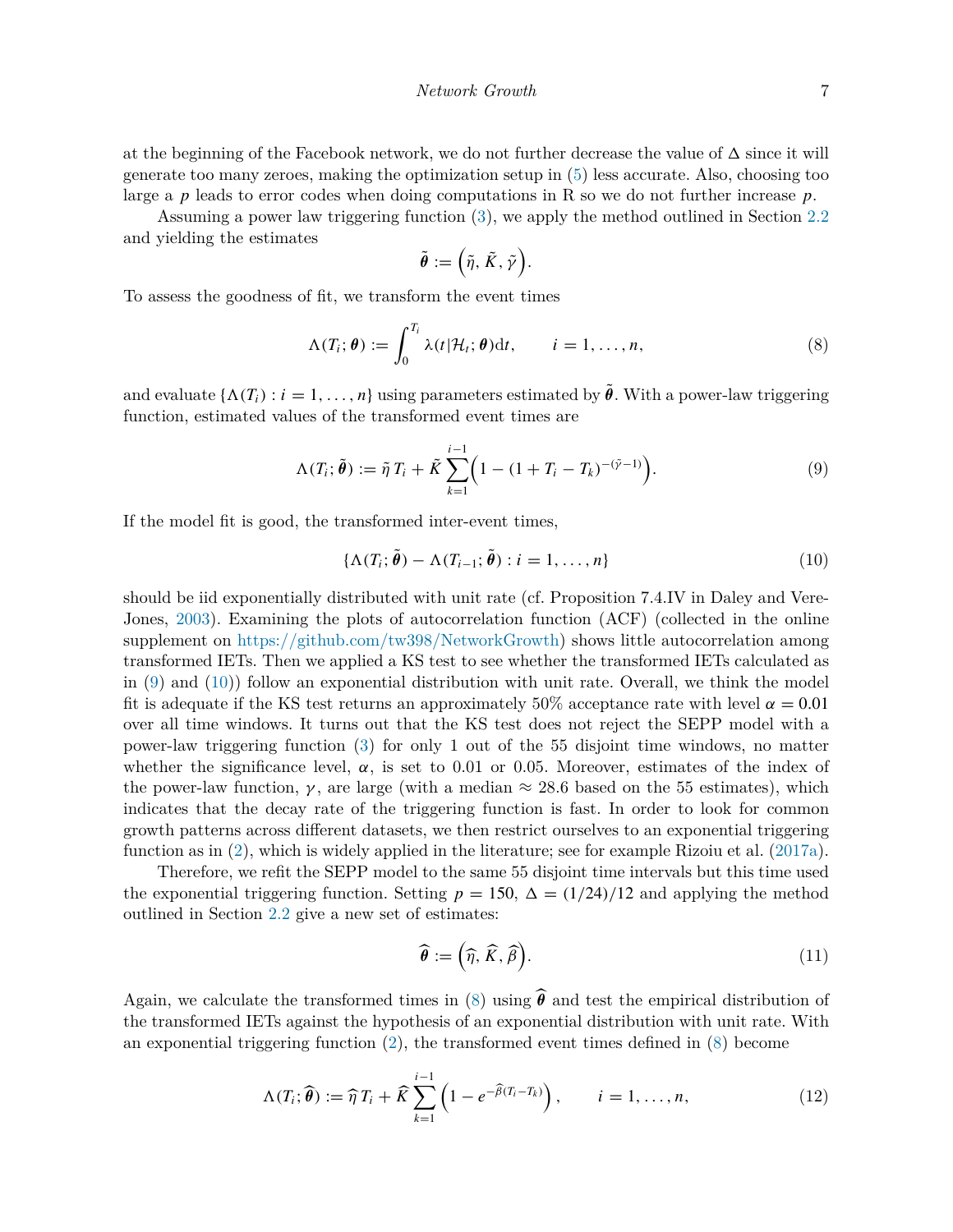at the beginning of the Facebook network, we do not further decrease the value of $\Delta$ since it will generate too many zeroes, making the optimization setup in (5) less accurate. Also, choosing too large a $p$ leads to error codes when doing computations in R so we do not further increase $p$.

Assuming a power law triggering function (3), we apply the method outlined in Section 2.2 and yielding the estimates

$$\tilde{\boldsymbol{\theta}} := \left(\tilde{\eta}, \tilde{K}, \tilde{\gamma}\right).$$

To assess the goodness of fit, we transform the event times

$$\Lambda(T_i; \boldsymbol{\theta}) := \int_0^{T_i} \lambda(t|\mathcal{H}_t; \boldsymbol{\theta})\mathrm{d}t, \qquad i = 1, \ldots, n, \tag{8}$$

and evaluate $\{\Lambda(T_i) : i = 1, \ldots, n\}$ using parameters estimated by $\tilde{\boldsymbol{\theta}}$. With a power-law triggering function, estimated values of the transformed event times are

$$\Lambda(T_i; \tilde{\boldsymbol{\theta}}) := \tilde{\eta}\, T_i + \tilde{K} \sum_{k=1}^{i-1} \Big(1 - (1 + T_i - T_k)^{-(\tilde{\gamma}-1)}\Big). \tag{9}$$

If the model fit is good, the transformed inter-event times,

$$\{\Lambda(T_i; \tilde{\boldsymbol{\theta}}) - \Lambda(T_{i-1}; \tilde{\boldsymbol{\theta}}) : i = 1, \ldots, n\} \tag{10}$$

should be iid exponentially distributed with unit rate (cf. Proposition 7.4.IV in Daley and Vere-Jones, 2003). Examining the plots of autocorrelation function (ACF) (collected in the online supplement on https://github.com/tw398/NetworkGrowth) shows little autocorrelation among transformed IETs. Then we applied a KS test to see whether the transformed IETs calculated as in (9) and (10)) follow an exponential distribution with unit rate. Overall, we think the model fit is adequate if the KS test returns an approximately 50% acceptance rate with level $\alpha = 0.01$ over all time windows. It turns out that the KS test does not reject the SEPP model with a power-law triggering function (3) for only 1 out of the 55 disjoint time windows, no matter whether the significance level, $\alpha$, is set to 0.01 or 0.05. Moreover, estimates of the index of the power-law function, $\gamma$, are large (with a median $\approx 28.6$ based on the 55 estimates), which indicates that the decay rate of the triggering function is fast. In order to look for common growth patterns across different datasets, we then restrict ourselves to an exponential triggering function as in (2), which is widely applied in the literature; see for example Rizoiu et al. (2017a).

Therefore, we refit the SEPP model to the same 55 disjoint time intervals but this time used the exponential triggering function. Setting $p = 150$, $\Delta = (1/24)/12$ and applying the method outlined in Section 2.2 give a new set of estimates:

$$\widehat{\boldsymbol{\theta}} := \left(\widehat{\eta}, \widehat{K}, \widehat{\beta}\right). \tag{11}$$

Again, we calculate the transformed times in (8) using $\widehat{\boldsymbol{\theta}}$ and test the empirical distribution of the transformed IETs against the hypothesis of an exponential distribution with unit rate. With an exponential triggering function (2), the transformed event times defined in (8) become

$$\Lambda(T_i; \widehat{\boldsymbol{\theta}}) := \widehat{\eta}\, T_i + \widehat{K} \sum_{k=1}^{i-1} \left(1 - e^{-\widehat{\beta}(T_i - T_k)}\right), \qquad i = 1, \ldots, n, \tag{12}$$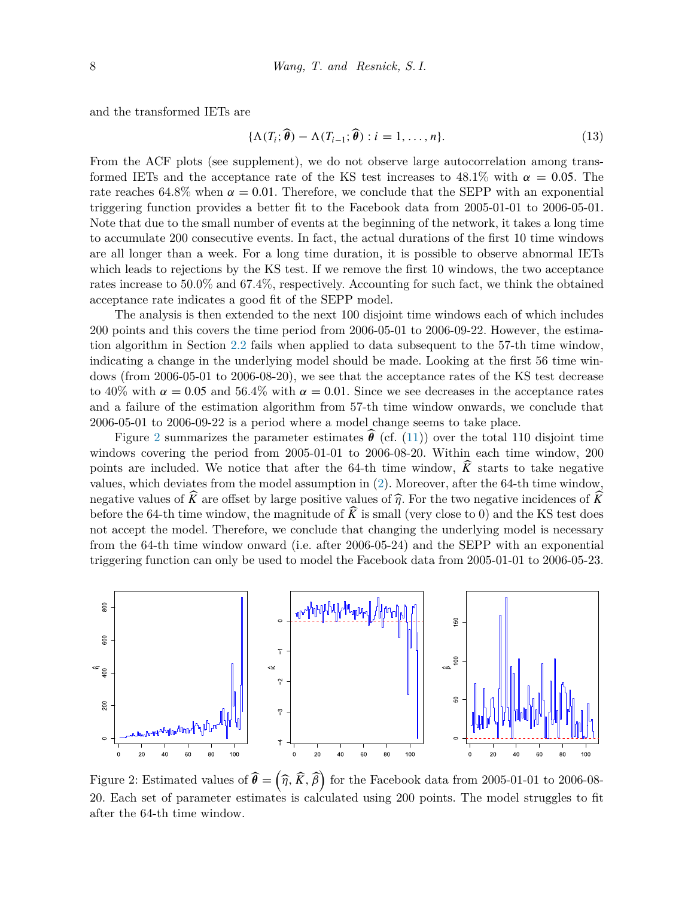and the transformed IETs are

$$\{\Lambda(T_i; \widehat{\boldsymbol{\theta}}) - \Lambda(T_{i-1}; \widehat{\boldsymbol{\theta}}) : i = 1, \ldots, n\}. \tag{13}$$

From the ACF plots (see supplement), we do not observe large autocorrelation among transformed IETs and the acceptance rate of the KS test increases to 48.1% with $\alpha = 0.05$. The rate reaches 64.8% when $\alpha = 0.01$. Therefore, we conclude that the SEPP with an exponential triggering function provides a better fit to the Facebook data from 2005-01-01 to 2006-05-01. Note that due to the small number of events at the beginning of the network, it takes a long time to accumulate 200 consecutive events. In fact, the actual durations of the first 10 time windows are all longer than a week. For a long time duration, it is possible to observe abnormal IETs which leads to rejections by the KS test. If we remove the first 10 windows, the two acceptance rates increase to 50.0% and 67.4%, respectively. Accounting for such fact, we think the obtained acceptance rate indicates a good fit of the SEPP model.

The analysis is then extended to the next 100 disjoint time windows each of which includes 200 points and this covers the time period from 2006-05-01 to 2006-09-22. However, the estimation algorithm in Section 2.2 fails when applied to data subsequent to the 57-th time window, indicating a change in the underlying model should be made. Looking at the first 56 time windows (from 2006-05-01 to 2006-08-20), we see that the acceptance rates of the KS test decrease to 40% with $\alpha = 0.05$ and 56.4% with $\alpha = 0.01$. Since we see decreases in the acceptance rates and a failure of the estimation algorithm from 57-th time window onwards, we conclude that 2006-05-01 to 2006-09-22 is a period where a model change seems to take place.

Figure 2 summarizes the parameter estimates $\widehat{\boldsymbol{\theta}}$ (cf. (11)) over the total 110 disjoint time windows covering the period from 2005-01-01 to 2006-08-20. Within each time window, 200 points are included. We notice that after the 64-th time window, $\widehat{K}$ starts to take negative values, which deviates from the model assumption in (2). Moreover, after the 64-th time window, negative values of $\widehat{K}$ are offset by large positive values of $\widehat{\eta}$. For the two negative incidences of $\widehat{K}$ before the 64-th time window, the magnitude of $\widehat{K}$ is small (very close to 0) and the KS test does not accept the model. Therefore, we conclude that changing the underlying model is necessary from the 64-th time window onward (i.e. after 2006-05-24) and the SEPP with an exponential triggering function can only be used to model the Facebook data from 2005-01-01 to 2006-05-23.

Figure 2: Estimated values of $\widehat{\boldsymbol{\theta}} = \left(\widehat{\eta}, \widehat{K}, \widehat{\beta}\right)$ for the Facebook data from 2005-01-01 to 2006-08-20. Each set of parameter estimates is calculated using 200 points. The model struggles to fit after the 64-th time window.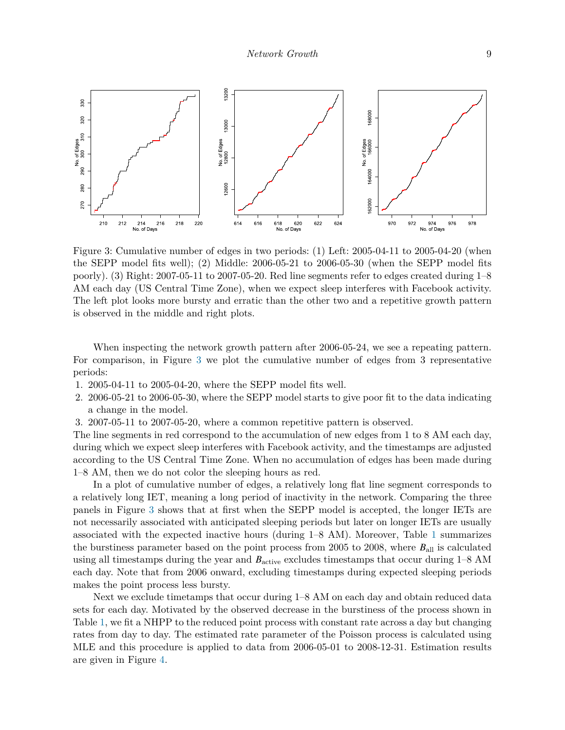Figure 3: Cumulative number of edges in two periods: (1) Left: 2005-04-11 to 2005-04-20 (when the SEPP model fits well); (2) Middle: 2006-05-21 to 2006-05-30 (when the SEPP model fits poorly). (3) Right: 2007-05-11 to 2007-05-20. Red line segments refer to edges created during 1–8 AM each day (US Central Time Zone), when we expect sleep interferes with Facebook activity. The left plot looks more bursty and erratic than the other two and a repetitive growth pattern is observed in the middle and right plots.

When inspecting the network growth pattern after 2006-05-24, we see a repeating pattern. For comparison, in Figure 3 we plot the cumulative number of edges from 3 representative periods:

1. 2005-04-11 to 2005-04-20, where the SEPP model fits well.
2. 2006-05-21 to 2006-05-30, where the SEPP model starts to give poor fit to the data indicating a change in the model.
3. 2007-05-11 to 2007-05-20, where a common repetitive pattern is observed.

The line segments in red correspond to the accumulation of new edges from 1 to 8 AM each day, during which we expect sleep interferes with Facebook activity, and the timestamps are adjusted according to the US Central Time Zone. When no accumulation of edges has been made during 1–8 AM, then we do not color the sleeping hours as red.

In a plot of cumulative number of edges, a relatively long flat line segment corresponds to a relatively long IET, meaning a long period of inactivity in the network. Comparing the three panels in Figure 3 shows that at first when the SEPP model is accepted, the longer IETs are not necessarily associated with anticipated sleeping periods but later on longer IETs are usually associated with the expected inactive hours (during 1–8 AM). Moreover, Table 1 summarizes the burstiness parameter based on the point process from 2005 to 2008, where $B_{\text{all}}$ is calculated using all timestamps during the year and $B_{\text{active}}$ excludes timestamps that occur during 1–8 AM each day. Note that from 2006 onward, excluding timestamps during expected sleeping periods makes the point process less bursty.

Next we exclude timetamps that occur during 1–8 AM on each day and obtain reduced data sets for each day. Motivated by the observed decrease in the burstiness of the process shown in Table 1, we fit a NHPP to the reduced point process with constant rate across a day but changing rates from day to day. The estimated rate parameter of the Poisson process is calculated using MLE and this procedure is applied to data from 2006-05-01 to 2008-12-31. Estimation results are given in Figure 4.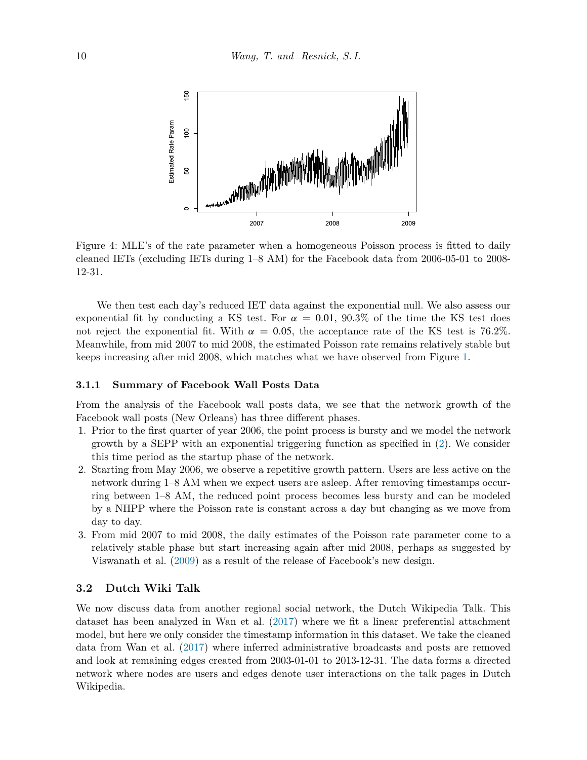Figure 4: MLE's of the rate parameter when a homogeneous Poisson process is fitted to daily cleaned IETs (excluding IETs during 1–8 AM) for the Facebook data from 2006-05-01 to 2008-12-31.

We then test each day's reduced IET data against the exponential null. We also assess our exponential fit by conducting a KS test. For $\alpha = 0.01$, 90.3% of the time the KS test does not reject the exponential fit. With $\alpha = 0.05$, the acceptance rate of the KS test is 76.2%. Meanwhile, from mid 2007 to mid 2008, the estimated Poisson rate remains relatively stable but keeps increasing after mid 2008, which matches what we have observed from Figure 1.

### 3.1.1 Summary of Facebook Wall Posts Data

From the analysis of the Facebook wall posts data, we see that the network growth of the Facebook wall posts (New Orleans) has three different phases.

1. Prior to the first quarter of year 2006, the point process is bursty and we model the network growth by a SEPP with an exponential triggering function as specified in (2). We consider this time period as the startup phase of the network.
2. Starting from May 2006, we observe a repetitive growth pattern. Users are less active on the network during 1–8 AM when we expect users are asleep. After removing timestamps occurring between 1–8 AM, the reduced point process becomes less bursty and can be modeled by a NHPP where the Poisson rate is constant across a day but changing as we move from day to day.
3. From mid 2007 to mid 2008, the daily estimates of the Poisson rate parameter come to a relatively stable phase but start increasing again after mid 2008, perhaps as suggested by Viswanath et al. (2009) as a result of the release of Facebook's new design.

## 3.2 Dutch Wiki Talk

We now discuss data from another regional social network, the Dutch Wikipedia Talk. This dataset has been analyzed in Wan et al. (2017) where we fit a linear preferential attachment model, but here we only consider the timestamp information in this dataset. We take the cleaned data from Wan et al. (2017) where inferred administrative broadcasts and posts are removed and look at remaining edges created from 2003-01-01 to 2013-12-31. The data forms a directed network where nodes are users and edges denote user interactions on the talk pages in Dutch Wikipedia.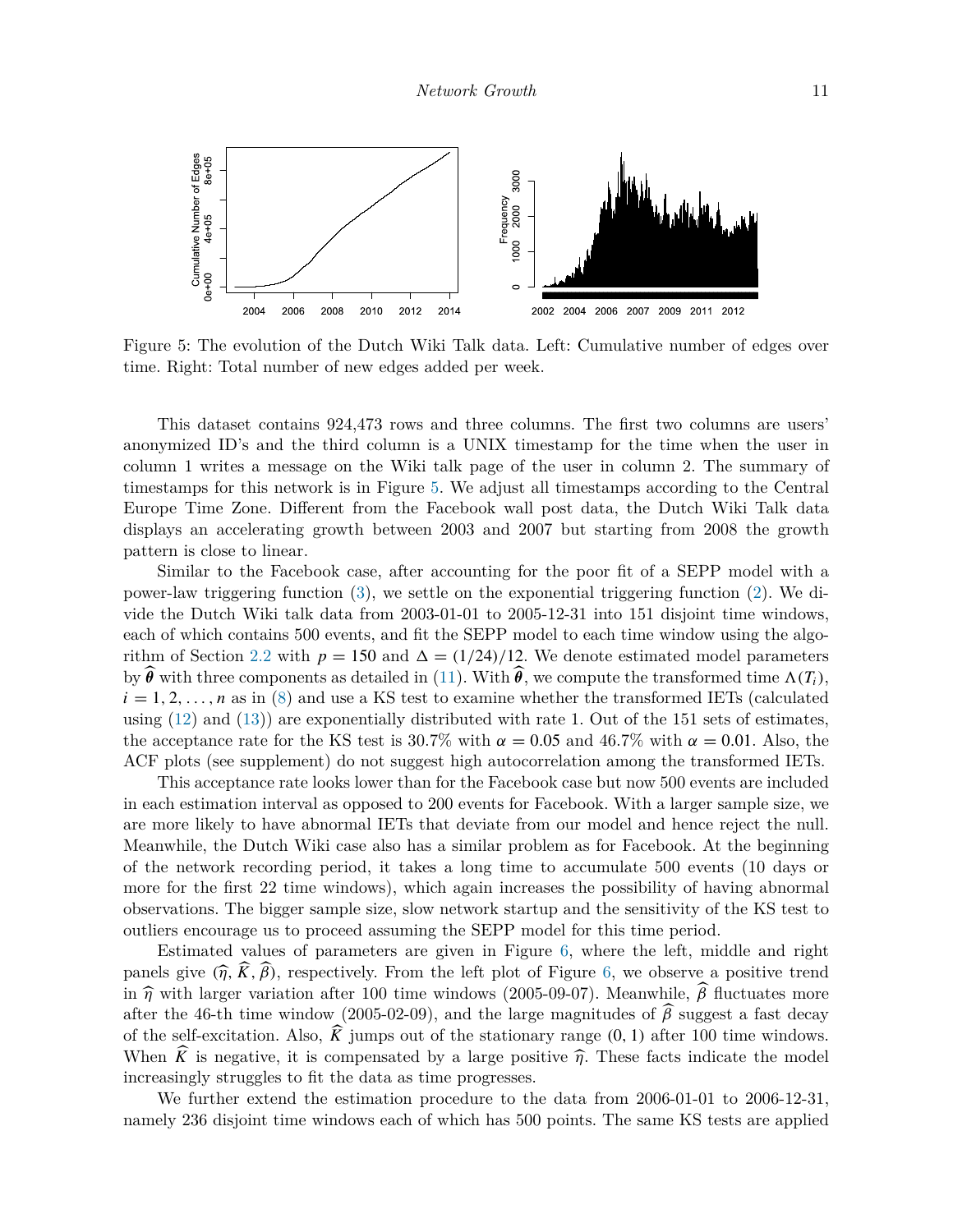Figure 5: The evolution of the Dutch Wiki Talk data. Left: Cumulative number of edges over time. Right: Total number of new edges added per week.

This dataset contains 924,473 rows and three columns. The first two columns are users' anonymized ID's and the third column is a UNIX timestamp for the time when the user in column 1 writes a message on the Wiki talk page of the user in column 2. The summary of timestamps for this network is in Figure 5. We adjust all timestamps according to the Central Europe Time Zone. Different from the Facebook wall post data, the Dutch Wiki Talk data displays an accelerating growth between 2003 and 2007 but starting from 2008 the growth pattern is close to linear.

Similar to the Facebook case, after accounting for the poor fit of a SEPP model with a power-law triggering function (3), we settle on the exponential triggering function (2). We divide the Dutch Wiki talk data from 2003-01-01 to 2005-12-31 into 151 disjoint time windows, each of which contains 500 events, and fit the SEPP model to each time window using the algorithm of Section 2.2 with $p = 150$ and $\Delta = (1/24)/12$. We denote estimated model parameters by $\widehat{\boldsymbol{\theta}}$ with three components as detailed in (11). With $\widehat{\boldsymbol{\theta}}$, we compute the transformed time $\Lambda(T_i)$, $i = 1, 2, \ldots, n$ as in (8) and use a KS test to examine whether the transformed IETs (calculated using (12) and (13)) are exponentially distributed with rate 1. Out of the 151 sets of estimates, the acceptance rate for the KS test is 30.7% with $\alpha = 0.05$ and 46.7% with $\alpha = 0.01$. Also, the ACF plots (see supplement) do not suggest high autocorrelation among the transformed IETs.

This acceptance rate looks lower than for the Facebook case but now 500 events are included in each estimation interval as opposed to 200 events for Facebook. With a larger sample size, we are more likely to have abnormal IETs that deviate from our model and hence reject the null. Meanwhile, the Dutch Wiki case also has a similar problem as for Facebook. At the beginning of the network recording period, it takes a long time to accumulate 500 events (10 days or more for the first 22 time windows), which again increases the possibility of having abnormal observations. The bigger sample size, slow network startup and the sensitivity of the KS test to outliers encourage us to proceed assuming the SEPP model for this time period.

Estimated values of parameters are given in Figure 6, where the left, middle and right panels give $(\widehat{\eta}, \widehat{K}, \widehat{\beta})$, respectively. From the left plot of Figure 6, we observe a positive trend in $\widehat{\eta}$ with larger variation after 100 time windows (2005-09-07). Meanwhile, $\widehat{\beta}$ fluctuates more after the 46-th time window (2005-02-09), and the large magnitudes of $\widehat{\beta}$ suggest a fast decay of the self-excitation. Also, $\widehat{K}$ jumps out of the stationary range $(0, 1)$ after 100 time windows. When $\widehat{K}$ is negative, it is compensated by a large positive $\widehat{\eta}$. These facts indicate the model increasingly struggles to fit the data as time progresses.

We further extend the estimation procedure to the data from 2006-01-01 to 2006-12-31, namely 236 disjoint time windows each of which has 500 points. The same KS tests are applied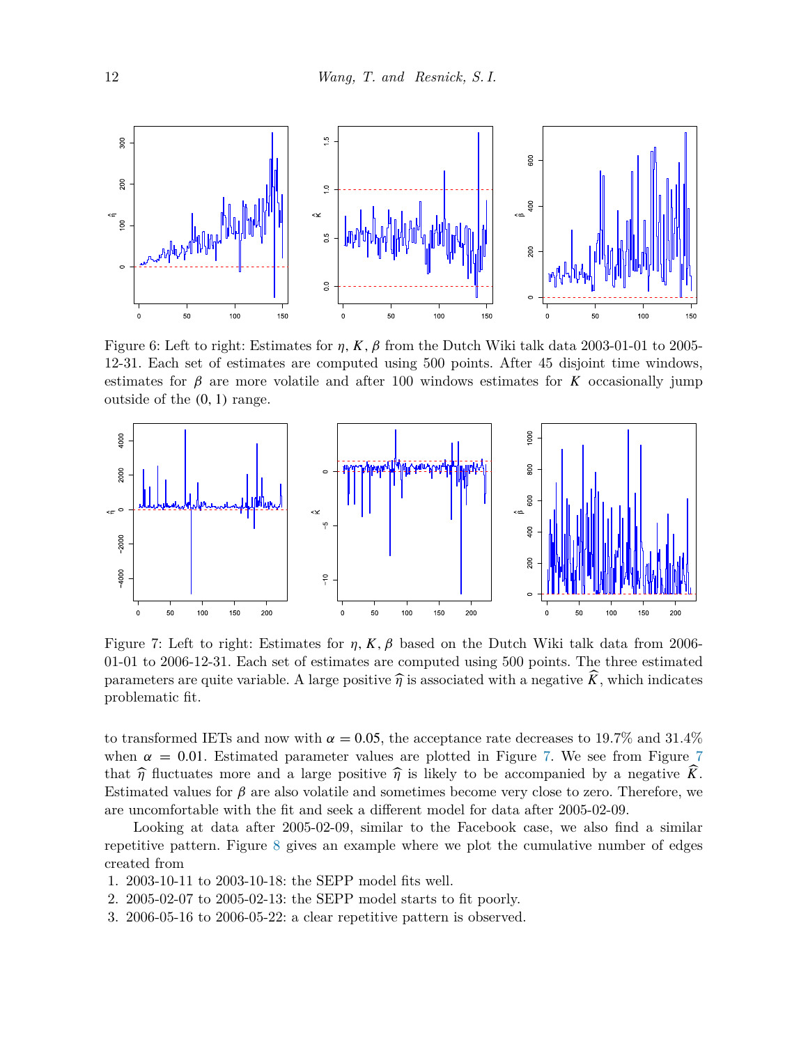Figure 6: Left to right: Estimates for $\eta, K, \beta$ from the Dutch Wiki talk data 2003-01-01 to 2005-12-31. Each set of estimates are computed using 500 points. After 45 disjoint time windows, estimates for $\beta$ are more volatile and after 100 windows estimates for $K$ occasionally jump outside of the $(0, 1)$ range.

Figure 7: Left to right: Estimates for $\eta, K, \beta$ based on the Dutch Wiki talk data from 2006-01-01 to 2006-12-31. Each set of estimates are computed using 500 points. The three estimated parameters are quite variable. A large positive $\widehat{\eta}$ is associated with a negative $\widehat{K}$, which indicates problematic fit.

to transformed IETs and now with $\alpha = 0.05$, the acceptance rate decreases to 19.7% and 31.4% when $\alpha = 0.01$. Estimated parameter values are plotted in Figure 7. We see from Figure 7 that $\widehat{\eta}$ fluctuates more and a large positive $\widehat{\eta}$ is likely to be accompanied by a negative $\widehat{K}$. Estimated values for $\beta$ are also volatile and sometimes become very close to zero. Therefore, we are uncomfortable with the fit and seek a different model for data after 2005-02-09.

Looking at data after 2005-02-09, similar to the Facebook case, we also find a similar repetitive pattern. Figure 8 gives an example where we plot the cumulative number of edges created from

1. 2003-10-11 to 2003-10-18: the SEPP model fits well.
2. 2005-02-07 to 2005-02-13: the SEPP model starts to fit poorly.
3. 2006-05-16 to 2006-05-22: a clear repetitive pattern is observed.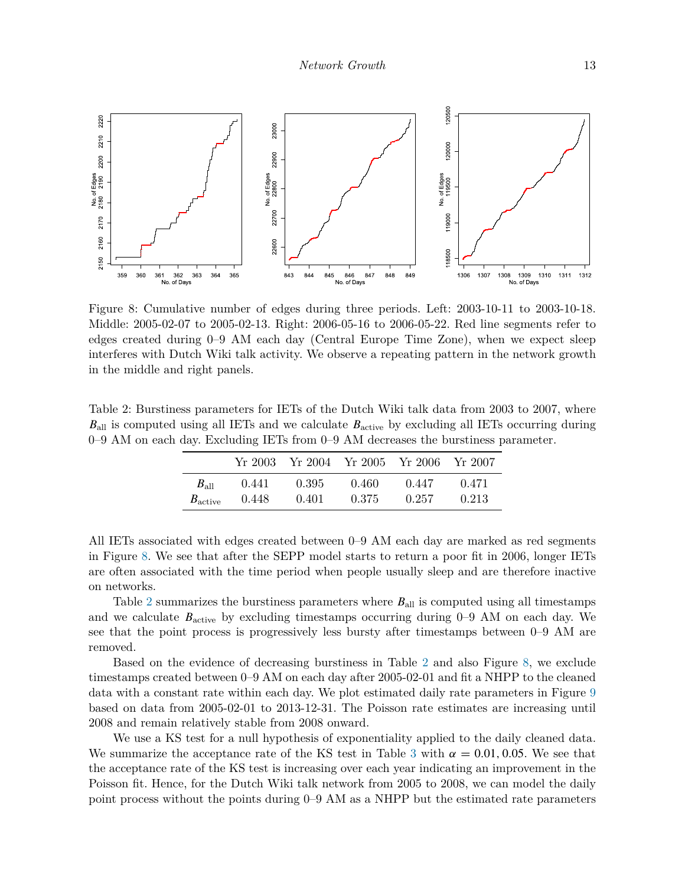Figure 8: Cumulative number of edges during three periods. Left: 2003-10-11 to 2003-10-18. Middle: 2005-02-07 to 2005-02-13. Right: 2006-05-16 to 2006-05-22. Red line segments refer to edges created during 0–9 AM each day (Central Europe Time Zone), when we expect sleep interferes with Dutch Wiki talk activity. We observe a repeating pattern in the network growth in the middle and right panels.

Table 2: Burstiness parameters for IETs of the Dutch Wiki talk data from 2003 to 2007, where $B_{\text{all}}$ is computed using all IETs and we calculate $B_{\text{active}}$ by excluding all IETs occurring during 0–9 AM on each day. Excluding IETs from 0–9 AM decreases the burstiness parameter.

| | Yr 2003 | Yr 2004 | Yr 2005 | Yr 2006 | Yr 2007 |
|---|---|---|---|---|---|
| $B_{\text{all}}$ | 0.441 | 0.395 | 0.460 | 0.447 | 0.471 |
| $B_{\text{active}}$ | 0.448 | 0.401 | 0.375 | 0.257 | 0.213 |

All IETs associated with edges created between 0–9 AM each day are marked as red segments in Figure 8. We see that after the SEPP model starts to return a poor fit in 2006, longer IETs are often associated with the time period when people usually sleep and are therefore inactive on networks.

Table 2 summarizes the burstiness parameters where $B_{\text{all}}$ is computed using all timestamps and we calculate $B_{\text{active}}$ by excluding timestamps occurring during 0–9 AM on each day. We see that the point process is progressively less bursty after timestamps between 0–9 AM are removed.

Based on the evidence of decreasing burstiness in Table 2 and also Figure 8, we exclude timestamps created between 0–9 AM on each day after 2005-02-01 and fit a NHPP to the cleaned data with a constant rate within each day. We plot estimated daily rate parameters in Figure 9 based on data from 2005-02-01 to 2013-12-31. The Poisson rate estimates are increasing until 2008 and remain relatively stable from 2008 onward.

We use a KS test for a null hypothesis of exponentiality applied to the daily cleaned data. We summarize the acceptance rate of the KS test in Table 3 with $\alpha = 0.01, 0.05$. We see that the acceptance rate of the KS test is increasing over each year indicating an improvement in the Poisson fit. Hence, for the Dutch Wiki talk network from 2005 to 2008, we can model the daily point process without the points during 0–9 AM as a NHPP but the estimated rate parameters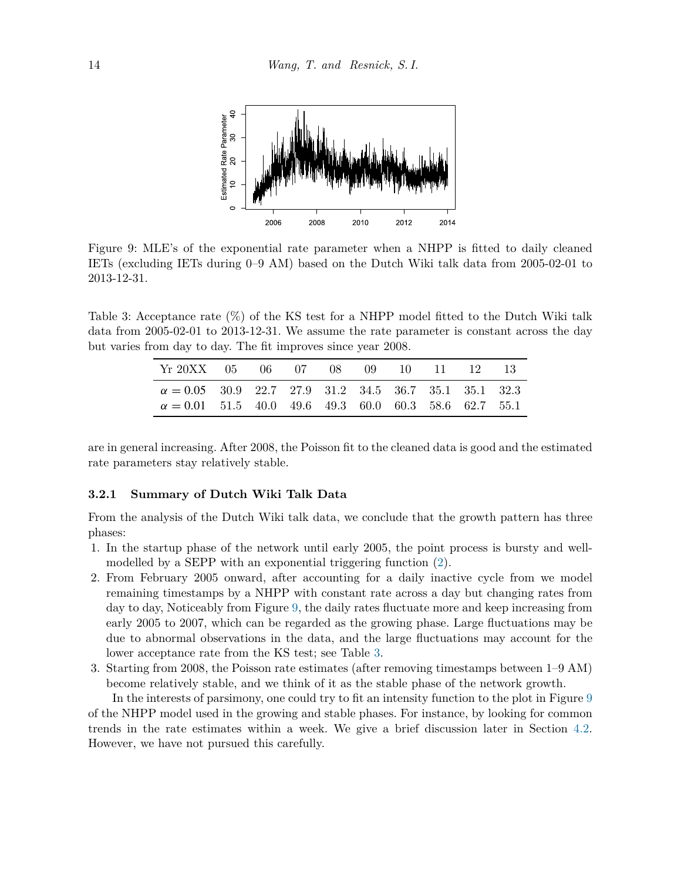Figure 9: MLE's of the exponential rate parameter when a NHPP is fitted to daily cleaned IETs (excluding IETs during 0–9 AM) based on the Dutch Wiki talk data from 2005-02-01 to 2013-12-31.

Table 3: Acceptance rate (%) of the KS test for a NHPP model fitted to the Dutch Wiki talk data from 2005-02-01 to 2013-12-31. We assume the rate parameter is constant across the day but varies from day to day. The fit improves since year 2008.

| Yr 20XX | 05 | 06 | 07 | 08 | 09 | 10 | 11 | 12 | 13 |
|---|---|---|---|---|---|---|---|---|---|
| $\alpha = 0.05$ | 30.9 | 22.7 | 27.9 | 31.2 | 34.5 | 36.7 | 35.1 | 35.1 | 32.3 |
| $\alpha = 0.01$ | 51.5 | 40.0 | 49.6 | 49.3 | 60.0 | 60.3 | 58.6 | 62.7 | 55.1 |

are in general increasing. After 2008, the Poisson fit to the cleaned data is good and the estimated rate parameters stay relatively stable.

### 3.2.1 Summary of Dutch Wiki Talk Data

From the analysis of the Dutch Wiki talk data, we conclude that the growth pattern has three phases:

1. In the startup phase of the network until early 2005, the point process is bursty and well-modelled by a SEPP with an exponential triggering function (2).
2. From February 2005 onward, after accounting for a daily inactive cycle from we model remaining timestamps by a NHPP with constant rate across a day but changing rates from day to day, Noticeably from Figure 9, the daily rates fluctuate more and keep increasing from early 2005 to 2007, which can be regarded as the growing phase. Large fluctuations may be due to abnormal observations in the data, and the large fluctuations may account for the lower acceptance rate from the KS test; see Table 3.
3. Starting from 2008, the Poisson rate estimates (after removing timestamps between 1–9 AM) become relatively stable, and we think of it as the stable phase of the network growth.

In the interests of parsimony, one could try to fit an intensity function to the plot in Figure 9 of the NHPP model used in the growing and stable phases. For instance, by looking for common trends in the rate estimates within a week. We give a brief discussion later in Section 4.2. However, we have not pursued this carefully.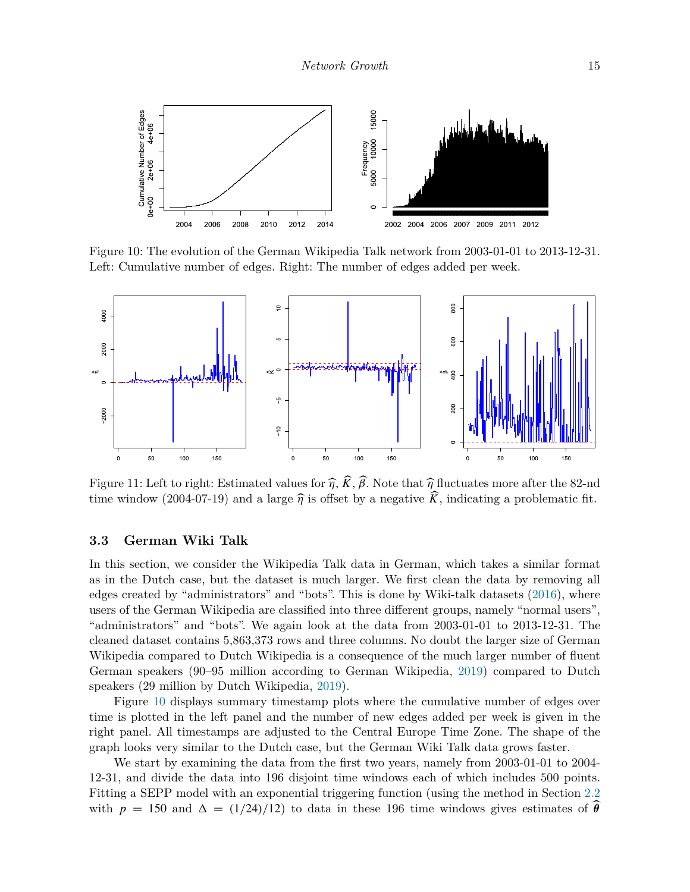Figure 10: The evolution of the German Wikipedia Talk network from 2003-01-01 to 2013-12-31. Left: Cumulative number of edges. Right: The number of edges added per week.

Figure 11: Left to right: Estimated values for $\widehat{\eta}$, $\widehat{K}$, $\widehat{\beta}$. Note that $\widehat{\eta}$ fluctuates more after the 82-nd time window (2004-07-19) and a large $\widehat{\eta}$ is offset by a negative $\widehat{K}$, indicating a problematic fit.

### 3.3 German Wiki Talk

In this section, we consider the Wikipedia Talk data in German, which takes a similar format as in the Dutch case, but the dataset is much larger. We first clean the data by removing all edges created by "administrators" and "bots". This is done by Wiki-talk datasets (2016), where users of the German Wikipedia are classified into three different groups, namely "normal users", "administrators" and "bots". We again look at the data from 2003-01-01 to 2013-12-31. The cleaned dataset contains 5,863,373 rows and three columns. No doubt the larger size of German Wikipedia compared to Dutch Wikipedia is a consequence of the much larger number of fluent German speakers (90–95 million according to German Wikipedia, 2019) compared to Dutch speakers (29 million by Dutch Wikipedia, 2019).

Figure 10 displays summary timestamp plots where the cumulative number of edges over time is plotted in the left panel and the number of new edges added per week is given in the right panel. All timestamps are adjusted to the Central Europe Time Zone. The shape of the graph looks very similar to the Dutch case, but the German Wiki Talk data grows faster.

We start by examining the data from the first two years, namely from 2003-01-01 to 2004-12-31, and divide the data into 196 disjoint time windows each of which includes 500 points. Fitting a SEPP model with an exponential triggering function (using the method in Section 2.2 with $p = 150$ and $\Delta = (1/24)/12$) to data in these 196 time windows gives estimates of $\widehat{\boldsymbol{\theta}}$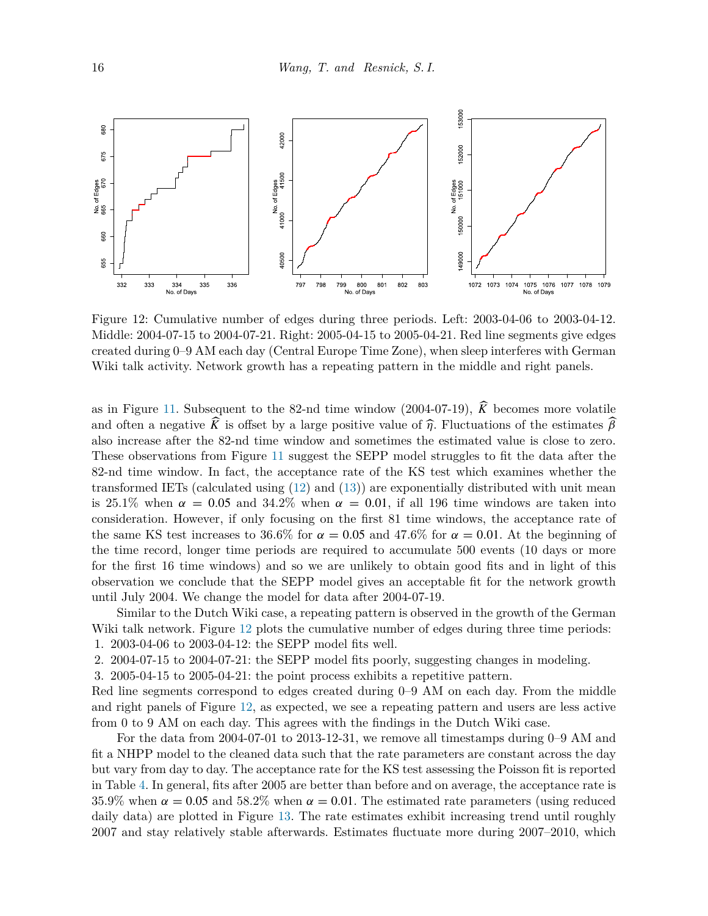Figure 12: Cumulative number of edges during three periods. Left: 2003-04-06 to 2003-04-12. Middle: 2004-07-15 to 2004-07-21. Right: 2005-04-15 to 2005-04-21. Red line segments give edges created during 0–9 AM each day (Central Europe Time Zone), when sleep interferes with German Wiki talk activity. Network growth has a repeating pattern in the middle and right panels.

as in Figure 11. Subsequent to the 82-nd time window (2004-07-19), $\widehat{K}$ becomes more volatile and often a negative $\widehat{K}$ is offset by a large positive value of $\widehat{\eta}$. Fluctuations of the estimates $\widehat{\beta}$ also increase after the 82-nd time window and sometimes the estimated value is close to zero. These observations from Figure 11 suggest the SEPP model struggles to fit the data after the 82-nd time window. In fact, the acceptance rate of the KS test which examines whether the transformed IETs (calculated using (12) and (13)) are exponentially distributed with unit mean is 25.1% when $\alpha = 0.05$ and 34.2% when $\alpha = 0.01$, if all 196 time windows are taken into consideration. However, if only focusing on the first 81 time windows, the acceptance rate of the same KS test increases to 36.6% for $\alpha = 0.05$ and 47.6% for $\alpha = 0.01$. At the beginning of the time record, longer time periods are required to accumulate 500 events (10 days or more for the first 16 time windows) and so we are unlikely to obtain good fits and in light of this observation we conclude that the SEPP model gives an acceptable fit for the network growth until July 2004. We change the model for data after 2004-07-19.

Similar to the Dutch Wiki case, a repeating pattern is observed in the growth of the German Wiki talk network. Figure 12 plots the cumulative number of edges during three time periods:

1. 2003-04-06 to 2003-04-12: the SEPP model fits well.
2. 2004-07-15 to 2004-07-21: the SEPP model fits poorly, suggesting changes in modeling.
3. 2005-04-15 to 2005-04-21: the point process exhibits a repetitive pattern.

Red line segments correspond to edges created during 0–9 AM on each day. From the middle and right panels of Figure 12, as expected, we see a repeating pattern and users are less active from 0 to 9 AM on each day. This agrees with the findings in the Dutch Wiki case.

For the data from 2004-07-01 to 2013-12-31, we remove all timestamps during 0–9 AM and fit a NHPP model to the cleaned data such that the rate parameters are constant across the day but vary from day to day. The acceptance rate for the KS test assessing the Poisson fit is reported in Table 4. In general, fits after 2005 are better than before and on average, the acceptance rate is 35.9% when $\alpha = 0.05$ and 58.2% when $\alpha = 0.01$. The estimated rate parameters (using reduced daily data) are plotted in Figure 13. The rate estimates exhibit increasing trend until roughly 2007 and stay relatively stable afterwards. Estimates fluctuate more during 2007–2010, which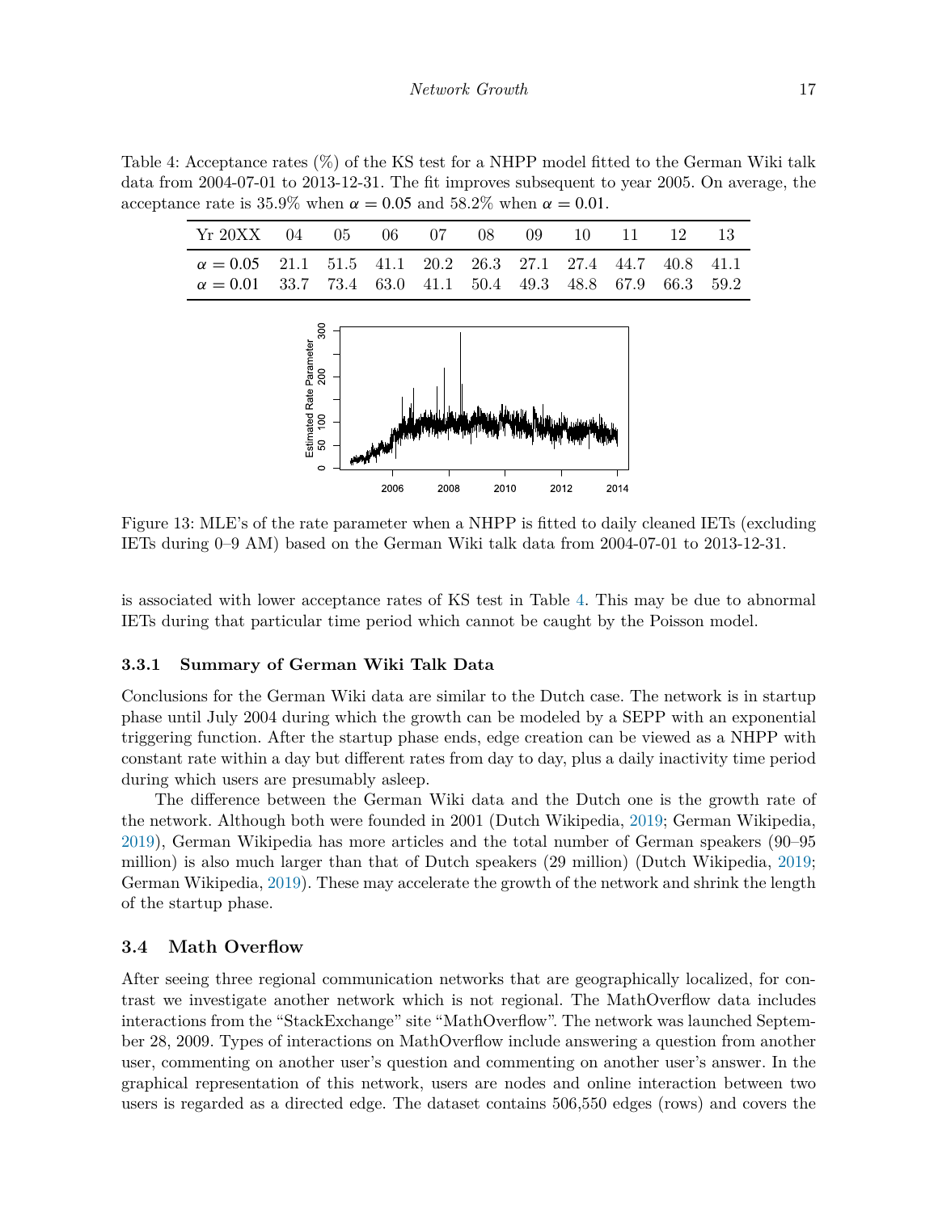Table 4: Acceptance rates (%) of the KS test for a NHPP model fitted to the German Wiki talk data from 2004-07-01 to 2013-12-31. The fit improves subsequent to year 2005. On average, the acceptance rate is 35.9% when $\alpha = 0.05$ and 58.2% when $\alpha = 0.01$.

| Yr 20XX | 04 | 05 | 06 | 07 | 08 | 09 | 10 | 11 | 12 | 13 |
|---|---|---|---|---|---|---|---|---|---|---|
| $\alpha = 0.05$ | 21.1 | 51.5 | 41.1 | 20.2 | 26.3 | 27.1 | 27.4 | 44.7 | 40.8 | 41.1 |
| $\alpha = 0.01$ | 33.7 | 73.4 | 63.0 | 41.1 | 50.4 | 49.3 | 48.8 | 67.9 | 66.3 | 59.2 |

Figure 13: MLE's of the rate parameter when a NHPP is fitted to daily cleaned IETs (excluding IETs during 0–9 AM) based on the German Wiki talk data from 2004-07-01 to 2013-12-31.

is associated with lower acceptance rates of KS test in Table 4. This may be due to abnormal IETs during that particular time period which cannot be caught by the Poisson model.

### 3.3.1 Summary of German Wiki Talk Data

Conclusions for the German Wiki data are similar to the Dutch case. The network is in startup phase until July 2004 during which the growth can be modeled by a SEPP with an exponential triggering function. After the startup phase ends, edge creation can be viewed as a NHPP with constant rate within a day but different rates from day to day, plus a daily inactivity time period during which users are presumably asleep.

The difference between the German Wiki data and the Dutch one is the growth rate of the network. Although both were founded in 2001 (Dutch Wikipedia, 2019; German Wikipedia, 2019), German Wikipedia has more articles and the total number of German speakers (90–95 million) is also much larger than that of Dutch speakers (29 million) (Dutch Wikipedia, 2019; German Wikipedia, 2019). These may accelerate the growth of the network and shrink the length of the startup phase.

## 3.4 Math Overflow

After seeing three regional communication networks that are geographically localized, for contrast we investigate another network which is not regional. The MathOverflow data includes interactions from the "StackExchange" site "MathOverflow". The network was launched September 28, 2009. Types of interactions on MathOverflow include answering a question from another user, commenting on another user's question and commenting on another user's answer. In the graphical representation of this network, users are nodes and online interaction between two users is regarded as a directed edge. The dataset contains 506,550 edges (rows) and covers the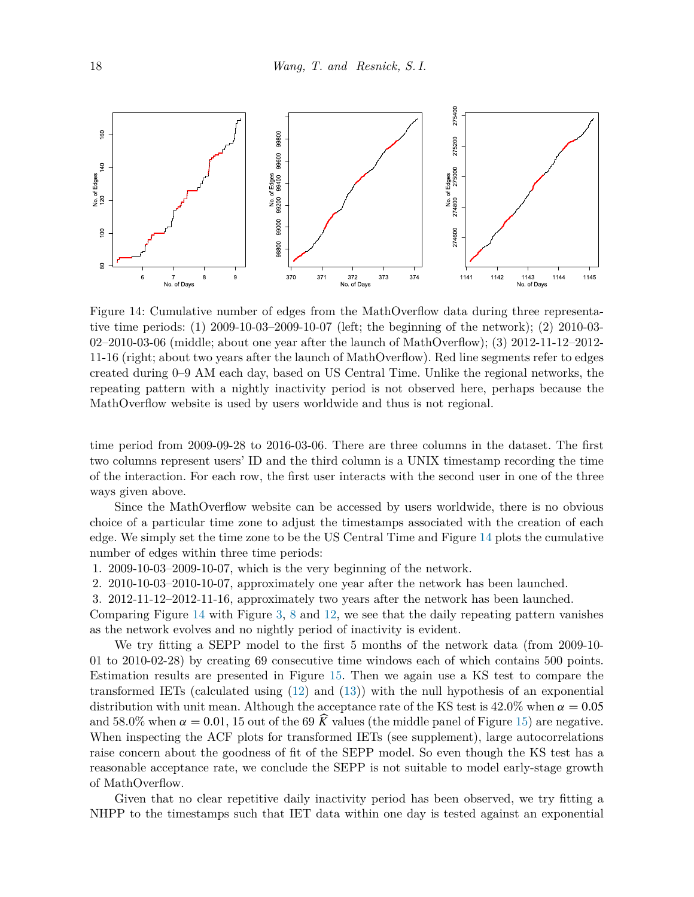Figure 14: Cumulative number of edges from the MathOverflow data during three representative time periods: (1) 2009-10-03–2009-10-07 (left; the beginning of the network); (2) 2010-03-02–2010-03-06 (middle; about one year after the launch of MathOverflow); (3) 2012-11-12–2012-11-16 (right; about two years after the launch of MathOverflow). Red line segments refer to edges created during 0–9 AM each day, based on US Central Time. Unlike the regional networks, the repeating pattern with a nightly inactivity period is not observed here, perhaps because the MathOverflow website is used by users worldwide and thus is not regional.

time period from 2009-09-28 to 2016-03-06. There are three columns in the dataset. The first two columns represent users' ID and the third column is a UNIX timestamp recording the time of the interaction. For each row, the first user interacts with the second user in one of the three ways given above.

Since the MathOverflow website can be accessed by users worldwide, there is no obvious choice of a particular time zone to adjust the timestamps associated with the creation of each edge. We simply set the time zone to be the US Central Time and Figure 14 plots the cumulative number of edges within three time periods:

1. 2009-10-03–2009-10-07, which is the very beginning of the network.
2. 2010-10-03–2010-10-07, approximately one year after the network has been launched.
3. 2012-11-12–2012-11-16, approximately two years after the network has been launched.

Comparing Figure 14 with Figure 3, 8 and 12, we see that the daily repeating pattern vanishes as the network evolves and no nightly period of inactivity is evident.

We try fitting a SEPP model to the first 5 months of the network data (from 2009-10-01 to 2010-02-28) by creating 69 consecutive time windows each of which contains 500 points. Estimation results are presented in Figure 15. Then we again use a KS test to compare the transformed IETs (calculated using (12) and (13)) with the null hypothesis of an exponential distribution with unit mean. Although the acceptance rate of the KS test is 42.0% when $\alpha = 0.05$ and 58.0% when $\alpha = 0.01$, 15 out of the 69 $\widehat{K}$ values (the middle panel of Figure 15) are negative. When inspecting the ACF plots for transformed IETs (see supplement), large autocorrelations raise concern about the goodness of fit of the SEPP model. So even though the KS test has a reasonable acceptance rate, we conclude the SEPP is not suitable to model early-stage growth of MathOverflow.

Given that no clear repetitive daily inactivity period has been observed, we try fitting a NHPP to the timestamps such that IET data within one day is tested against an exponential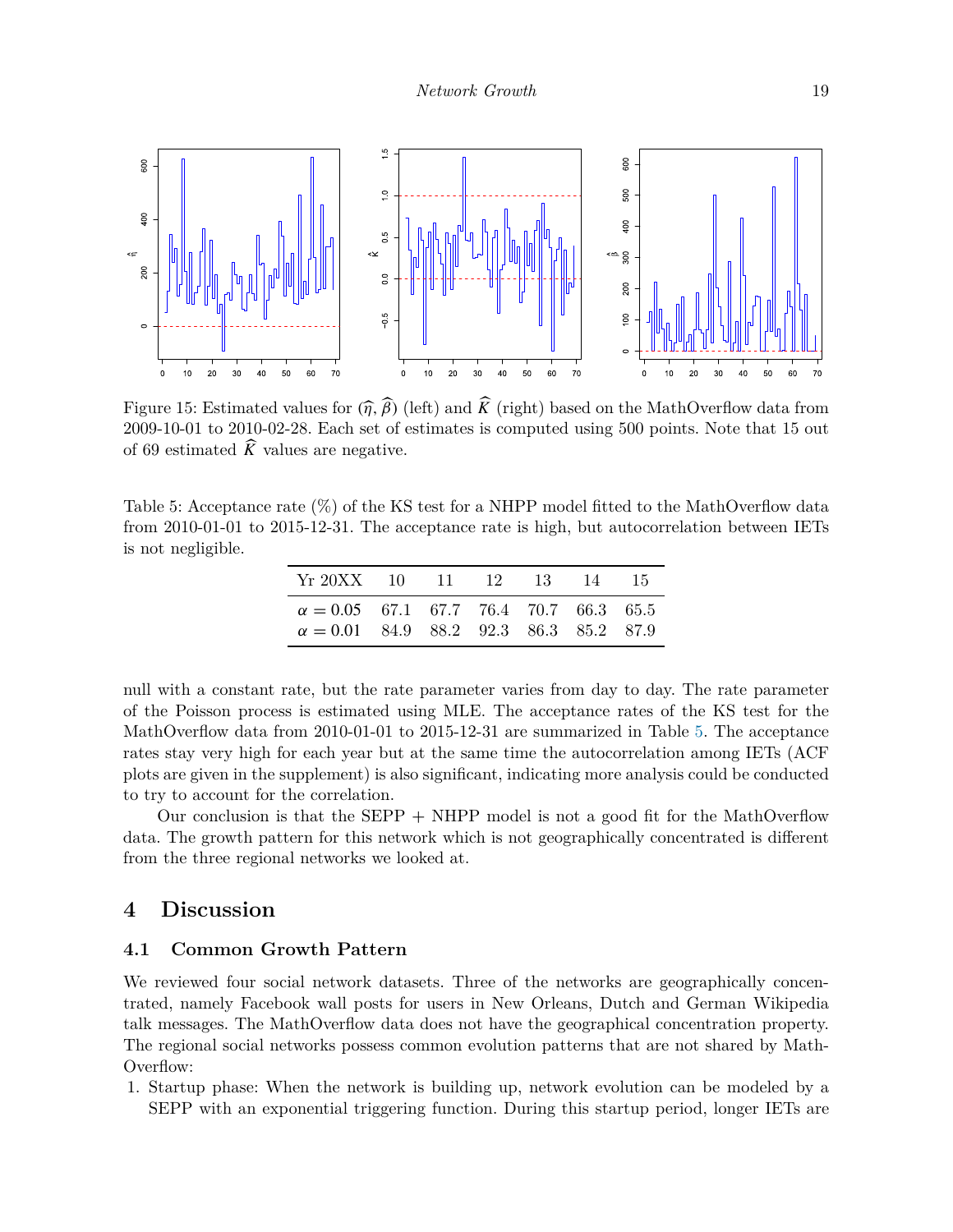Figure 15: Estimated values for $(\widehat{\eta}, \widehat{\beta})$ (left) and $\widehat{K}$ (right) based on the MathOverflow data from 2009-10-01 to 2010-02-28. Each set of estimates is computed using 500 points. Note that 15 out of 69 estimated $\widehat{K}$ values are negative.

Table 5: Acceptance rate (%) of the KS test for a NHPP model fitted to the MathOverflow data from 2010-01-01 to 2015-12-31. The acceptance rate is high, but autocorrelation between IETs is not negligible.

| Yr 20XX | 10 | 11 | 12 | 13 | 14 | 15 |
|---|---|---|---|---|---|---|
| $\alpha = 0.05$ | 67.1 | 67.7 | 76.4 | 70.7 | 66.3 | 65.5 |
| $\alpha = 0.01$ | 84.9 | 88.2 | 92.3 | 86.3 | 85.2 | 87.9 |

null with a constant rate, but the rate parameter varies from day to day. The rate parameter of the Poisson process is estimated using MLE. The acceptance rates of the KS test for the MathOverflow data from 2010-01-01 to 2015-12-31 are summarized in Table 5. The acceptance rates stay very high for each year but at the same time the autocorrelation among IETs (ACF plots are given in the supplement) is also significant, indicating more analysis could be conducted to try to account for the correlation.

Our conclusion is that the SEPP + NHPP model is not a good fit for the MathOverflow data. The growth pattern for this network which is not geographically concentrated is different from the three regional networks we looked at.

# 4 Discussion

## 4.1 Common Growth Pattern

We reviewed four social network datasets. Three of the networks are geographically concentrated, namely Facebook wall posts for users in New Orleans, Dutch and German Wikipedia talk messages. The MathOverflow data does not have the geographical concentration property. The regional social networks possess common evolution patterns that are not shared by MathOverflow:

1. Startup phase: When the network is building up, network evolution can be modeled by a SEPP with an exponential triggering function. During this startup period, longer IETs are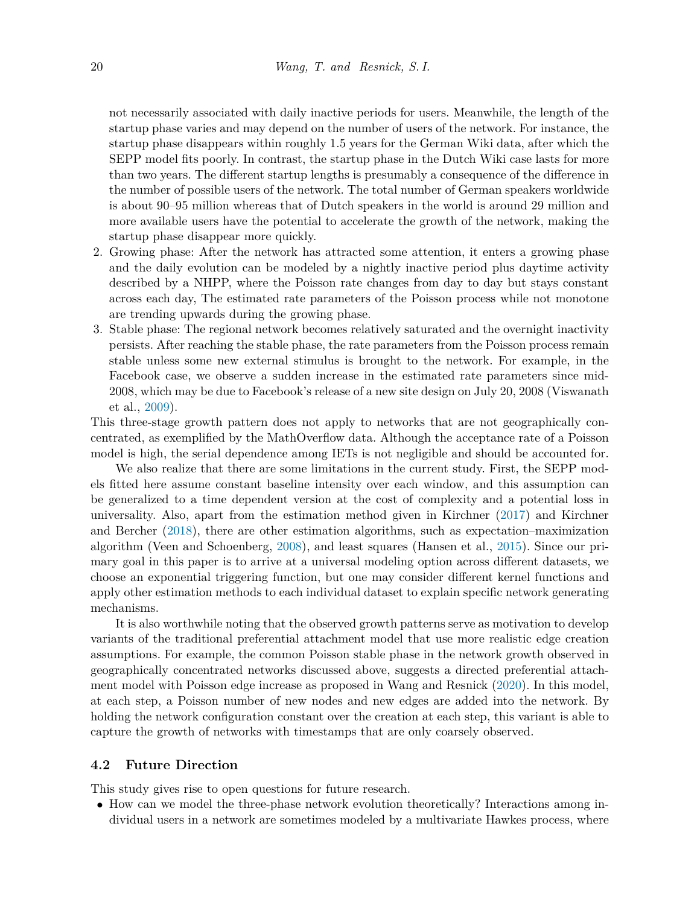not necessarily associated with daily inactive periods for users. Meanwhile, the length of the startup phase varies and may depend on the number of users of the network. For instance, the startup phase disappears within roughly 1.5 years for the German Wiki data, after which the SEPP model fits poorly. In contrast, the startup phase in the Dutch Wiki case lasts for more than two years. The different startup lengths is presumably a consequence of the difference in the number of possible users of the network. The total number of German speakers worldwide is about 90–95 million whereas that of Dutch speakers in the world is around 29 million and more available users have the potential to accelerate the growth of the network, making the startup phase disappear more quickly.

2. Growing phase: After the network has attracted some attention, it enters a growing phase and the daily evolution can be modeled by a nightly inactive period plus daytime activity described by a NHPP, where the Poisson rate changes from day to day but stays constant across each day, The estimated rate parameters of the Poisson process while not monotone are trending upwards during the growing phase.
3. Stable phase: The regional network becomes relatively saturated and the overnight inactivity persists. After reaching the stable phase, the rate parameters from the Poisson process remain stable unless some new external stimulus is brought to the network. For example, in the Facebook case, we observe a sudden increase in the estimated rate parameters since mid-2008, which may be due to Facebook's release of a new site design on July 20, 2008 (Viswanath et al., 2009).

This three-stage growth pattern does not apply to networks that are not geographically concentrated, as exemplified by the MathOverflow data. Although the acceptance rate of a Poisson model is high, the serial dependence among IETs is not negligible and should be accounted for.

We also realize that there are some limitations in the current study. First, the SEPP models fitted here assume constant baseline intensity over each window, and this assumption can be generalized to a time dependent version at the cost of complexity and a potential loss in universality. Also, apart from the estimation method given in Kirchner (2017) and Kirchner and Bercher (2018), there are other estimation algorithms, such as expectation–maximization algorithm (Veen and Schoenberg, 2008), and least squares (Hansen et al., 2015). Since our primary goal in this paper is to arrive at a universal modeling option across different datasets, we choose an exponential triggering function, but one may consider different kernel functions and apply other estimation methods to each individual dataset to explain specific network generating mechanisms.

It is also worthwhile noting that the observed growth patterns serve as motivation to develop variants of the traditional preferential attachment model that use more realistic edge creation assumptions. For example, the common Poisson stable phase in the network growth observed in geographically concentrated networks discussed above, suggests a directed preferential attachment model with Poisson edge increase as proposed in Wang and Resnick (2020). In this model, at each step, a Poisson number of new nodes and new edges are added into the network. By holding the network configuration constant over the creation at each step, this variant is able to capture the growth of networks with timestamps that are only coarsely observed.

### 4.2 Future Direction

This study gives rise to open questions for future research.

- How can we model the three-phase network evolution theoretically? Interactions among individual users in a network are sometimes modeled by a multivariate Hawkes process, where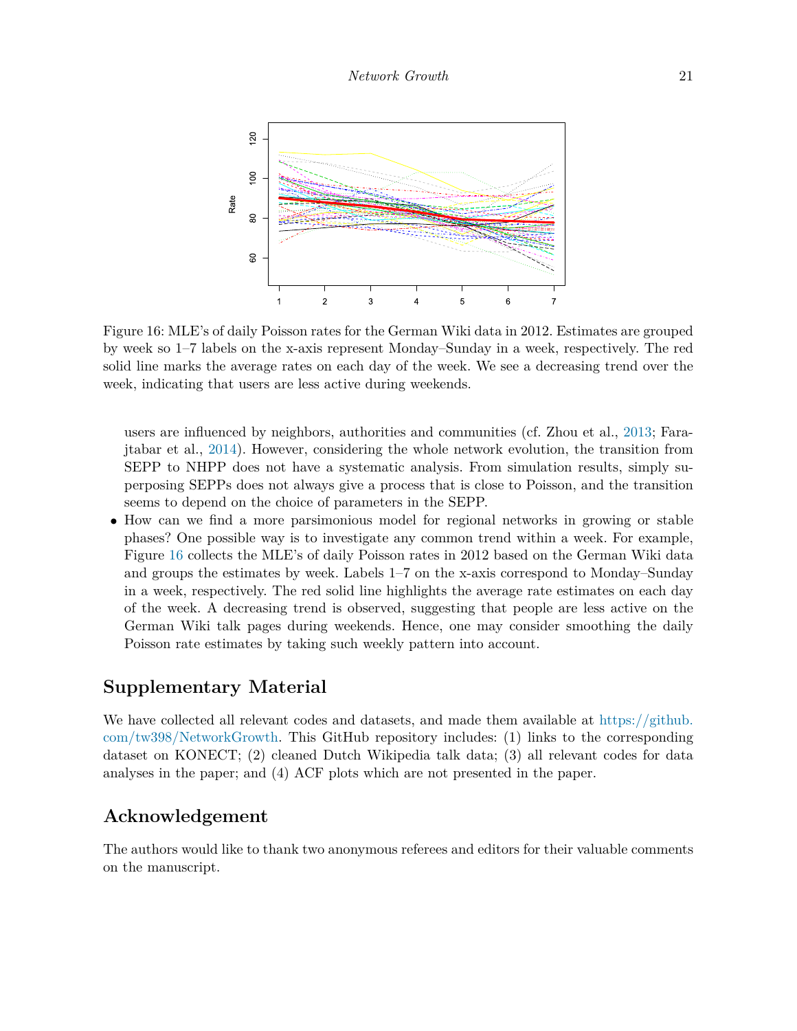Figure 16: MLE's of daily Poisson rates for the German Wiki data in 2012. Estimates are grouped by week so 1–7 labels on the x-axis represent Monday–Sunday in a week, respectively. The red solid line marks the average rates on each day of the week. We see a decreasing trend over the week, indicating that users are less active during weekends.

users are influenced by neighbors, authorities and communities (cf. Zhou et al., 2013; Farajtabar et al., 2014). However, considering the whole network evolution, the transition from SEPP to NHPP does not have a systematic analysis. From simulation results, simply superposing SEPPs does not always give a process that is close to Poisson, and the transition seems to depend on the choice of parameters in the SEPP.

- How can we find a more parsimonious model for regional networks in growing or stable phases? One possible way is to investigate any common trend within a week. For example, Figure 16 collects the MLE's of daily Poisson rates in 2012 based on the German Wiki data and groups the estimates by week. Labels 1–7 on the x-axis correspond to Monday–Sunday in a week, respectively. The red solid line highlights the average rate estimates on each day of the week. A decreasing trend is observed, suggesting that people are less active on the German Wiki talk pages during weekends. Hence, one may consider smoothing the daily Poisson rate estimates by taking such weekly pattern into account.

## Supplementary Material

We have collected all relevant codes and datasets, and made them available at https://github.com/tw398/NetworkGrowth. This GitHub repository includes: (1) links to the corresponding dataset on KONECT; (2) cleaned Dutch Wikipedia talk data; (3) all relevant codes for data analyses in the paper; and (4) ACF plots which are not presented in the paper.

## Acknowledgement

The authors would like to thank two anonymous referees and editors for their valuable comments on the manuscript.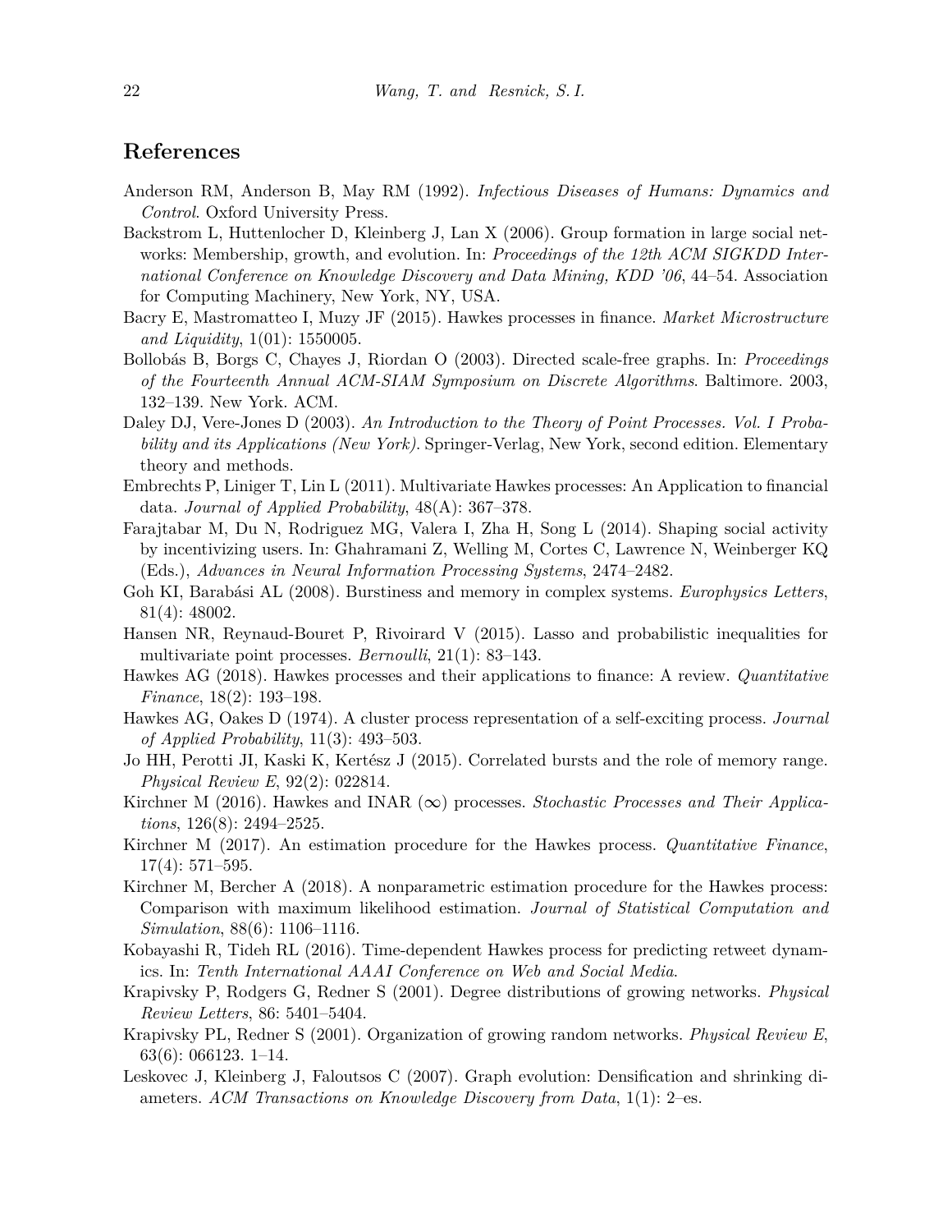## References

Anderson RM, Anderson B, May RM (1992). *Infectious Diseases of Humans: Dynamics and Control*. Oxford University Press.

Backstrom L, Huttenlocher D, Kleinberg J, Lan X (2006). Group formation in large social networks: Membership, growth, and evolution. In: *Proceedings of the 12th ACM SIGKDD International Conference on Knowledge Discovery and Data Mining, KDD '06*, 44–54. Association for Computing Machinery, New York, NY, USA.

Bacry E, Mastromatteo I, Muzy JF (2015). Hawkes processes in finance. *Market Microstructure and Liquidity*, 1(01): 1550005.

Bollobás B, Borgs C, Chayes J, Riordan O (2003). Directed scale-free graphs. In: *Proceedings of the Fourteenth Annual ACM-SIAM Symposium on Discrete Algorithms*. Baltimore. 2003, 132–139. New York. ACM.

Daley DJ, Vere-Jones D (2003). *An Introduction to the Theory of Point Processes. Vol. I Probability and its Applications (New York)*. Springer-Verlag, New York, second edition. Elementary theory and methods.

Embrechts P, Liniger T, Lin L (2011). Multivariate Hawkes processes: An Application to financial data. *Journal of Applied Probability*, 48(A): 367–378.

Farajtabar M, Du N, Rodriguez MG, Valera I, Zha H, Song L (2014). Shaping social activity by incentivizing users. In: Ghahramani Z, Welling M, Cortes C, Lawrence N, Weinberger KQ (Eds.), *Advances in Neural Information Processing Systems*, 2474–2482.

Goh KI, Barabási AL (2008). Burstiness and memory in complex systems. *Europhysics Letters*, 81(4): 48002.

Hansen NR, Reynaud-Bouret P, Rivoirard V (2015). Lasso and probabilistic inequalities for multivariate point processes. *Bernoulli*, 21(1): 83–143.

Hawkes AG (2018). Hawkes processes and their applications to finance: A review. *Quantitative Finance*, 18(2): 193–198.

Hawkes AG, Oakes D (1974). A cluster process representation of a self-exciting process. *Journal of Applied Probability*, 11(3): 493–503.

Jo HH, Perotti JI, Kaski K, Kertész J (2015). Correlated bursts and the role of memory range. *Physical Review E*, 92(2): 022814.

Kirchner M (2016). Hawkes and INAR ($\infty$) processes. *Stochastic Processes and Their Applications*, 126(8): 2494–2525.

Kirchner M (2017). An estimation procedure for the Hawkes process. *Quantitative Finance*, 17(4): 571–595.

Kirchner M, Bercher A (2018). A nonparametric estimation procedure for the Hawkes process: Comparison with maximum likelihood estimation. *Journal of Statistical Computation and Simulation*, 88(6): 1106–1116.

Kobayashi R, Tideh RL (2016). Time-dependent Hawkes process for predicting retweet dynamics. In: *Tenth International AAAI Conference on Web and Social Media*.

Krapivsky P, Rodgers G, Redner S (2001). Degree distributions of growing networks. *Physical Review Letters*, 86: 5401–5404.

Krapivsky PL, Redner S (2001). Organization of growing random networks. *Physical Review E*, 63(6): 066123. 1–14.

Leskovec J, Kleinberg J, Faloutsos C (2007). Graph evolution: Densification and shrinking diameters. *ACM Transactions on Knowledge Discovery from Data*, 1(1): 2–es.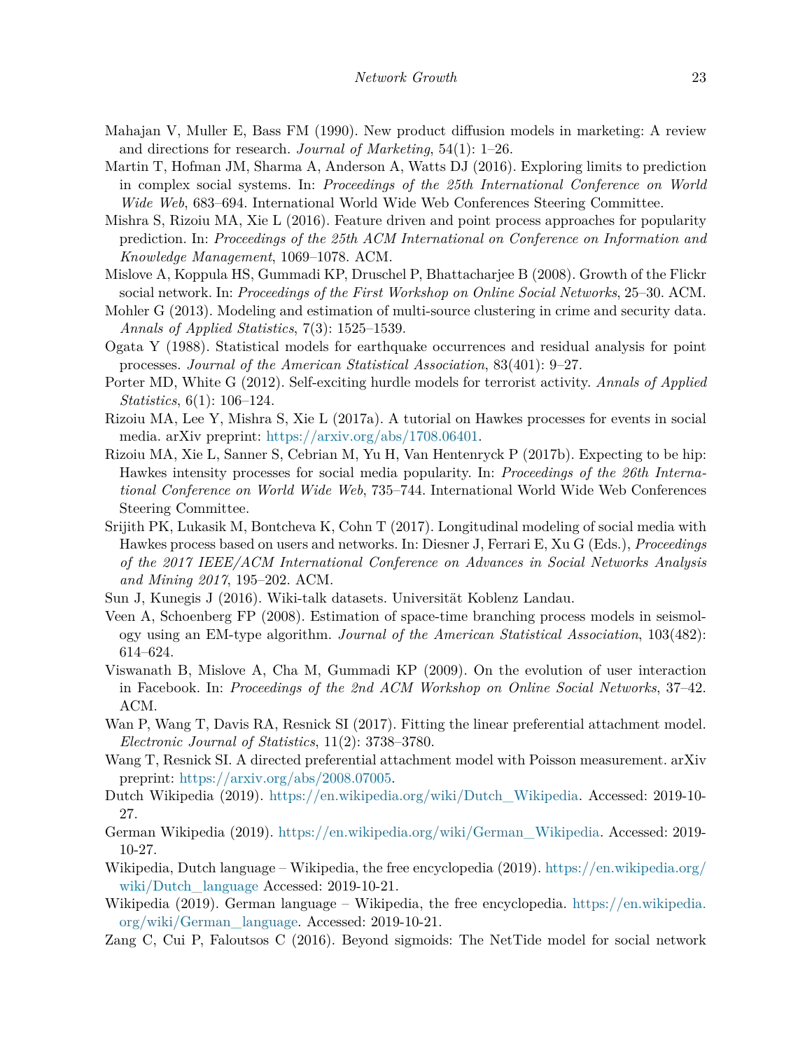Mahajan V, Muller E, Bass FM (1990). New product diffusion models in marketing: A review and directions for research. *Journal of Marketing*, 54(1): 1–26.

Martin T, Hofman JM, Sharma A, Anderson A, Watts DJ (2016). Exploring limits to prediction in complex social systems. In: *Proceedings of the 25th International Conference on World Wide Web*, 683–694. International World Wide Web Conferences Steering Committee.

Mishra S, Rizoiu MA, Xie L (2016). Feature driven and point process approaches for popularity prediction. In: *Proceedings of the 25th ACM International on Conference on Information and Knowledge Management*, 1069–1078. ACM.

Mislove A, Koppula HS, Gummadi KP, Druschel P, Bhattacharjee B (2008). Growth of the Flickr social network. In: *Proceedings of the First Workshop on Online Social Networks*, 25–30. ACM.

Mohler G (2013). Modeling and estimation of multi-source clustering in crime and security data. *Annals of Applied Statistics*, 7(3): 1525–1539.

Ogata Y (1988). Statistical models for earthquake occurrences and residual analysis for point processes. *Journal of the American Statistical Association*, 83(401): 9–27.

Porter MD, White G (2012). Self-exciting hurdle models for terrorist activity. *Annals of Applied Statistics*, 6(1): 106–124.

Rizoiu MA, Lee Y, Mishra S, Xie L (2017a). A tutorial on Hawkes processes for events in social media. arXiv preprint: https://arxiv.org/abs/1708.06401.

Rizoiu MA, Xie L, Sanner S, Cebrian M, Yu H, Van Hentenryck P (2017b). Expecting to be hip: Hawkes intensity processes for social media popularity. In: *Proceedings of the 26th International Conference on World Wide Web*, 735–744. International World Wide Web Conferences Steering Committee.

Srijith PK, Lukasik M, Bontcheva K, Cohn T (2017). Longitudinal modeling of social media with Hawkes process based on users and networks. In: Diesner J, Ferrari E, Xu G (Eds.), *Proceedings of the 2017 IEEE/ACM International Conference on Advances in Social Networks Analysis and Mining 2017*, 195–202. ACM.

Sun J, Kunegis J (2016). Wiki-talk datasets. Universität Koblenz Landau.

Veen A, Schoenberg FP (2008). Estimation of space-time branching process models in seismology using an EM-type algorithm. *Journal of the American Statistical Association*, 103(482): 614–624.

Viswanath B, Mislove A, Cha M, Gummadi KP (2009). On the evolution of user interaction in Facebook. In: *Proceedings of the 2nd ACM Workshop on Online Social Networks*, 37–42. ACM.

Wan P, Wang T, Davis RA, Resnick SI (2017). Fitting the linear preferential attachment model. *Electronic Journal of Statistics*, 11(2): 3738–3780.

Wang T, Resnick SI. A directed preferential attachment model with Poisson measurement. arXiv preprint: https://arxiv.org/abs/2008.07005.

Dutch Wikipedia (2019). https://en.wikipedia.org/wiki/Dutch_Wikipedia. Accessed: 2019-10-27.

German Wikipedia (2019). https://en.wikipedia.org/wiki/German_Wikipedia. Accessed: 2019-10-27.

Wikipedia, Dutch language – Wikipedia, the free encyclopedia (2019). https://en.wikipedia.org/wiki/Dutch_language Accessed: 2019-10-21.

Wikipedia (2019). German language – Wikipedia, the free encyclopedia. https://en.wikipedia.org/wiki/German_language. Accessed: 2019-10-21.

Zang C, Cui P, Faloutsos C (2016). Beyond sigmoids: The NetTide model for social network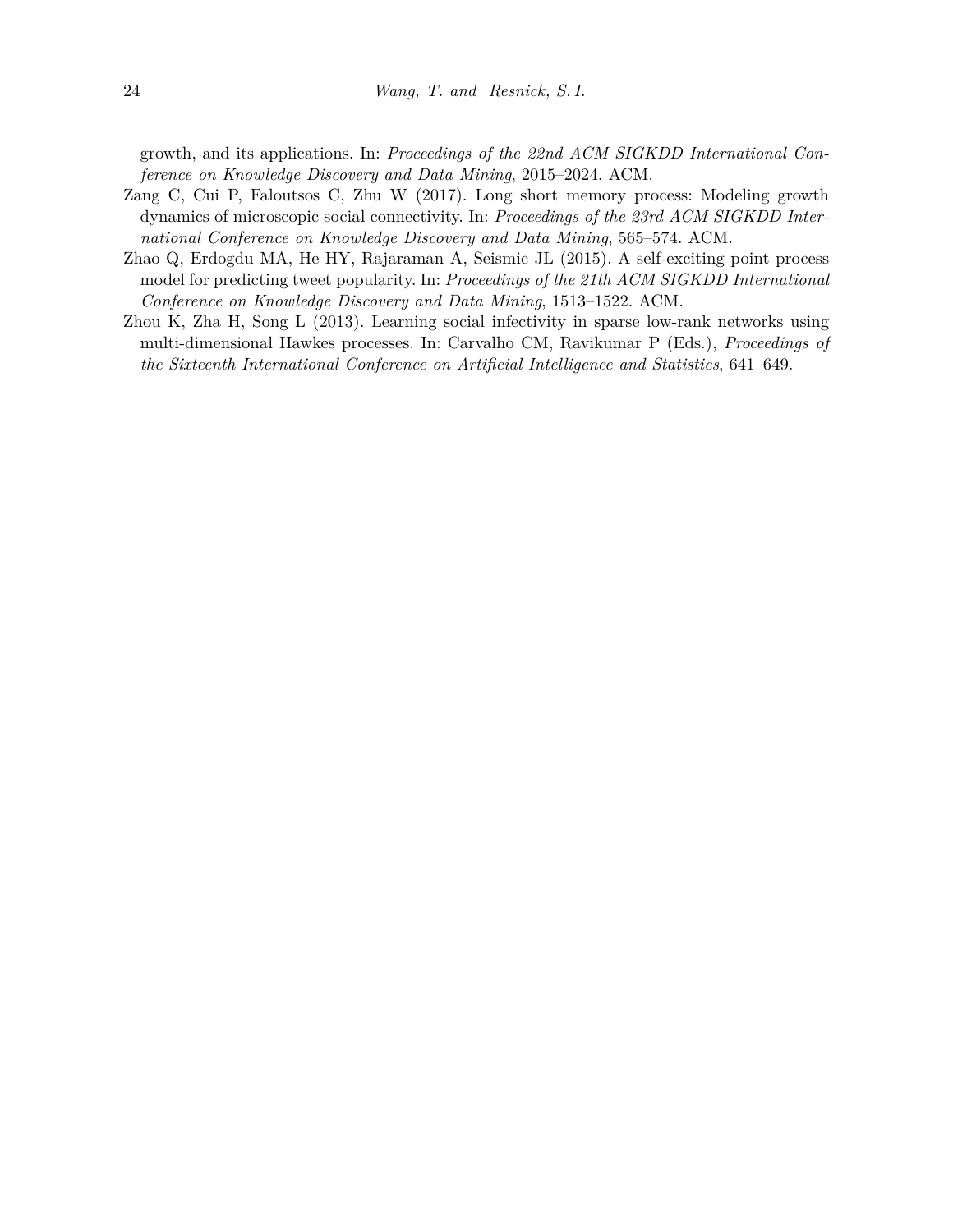growth, and its applications. In: *Proceedings of the 22nd ACM SIGKDD International Conference on Knowledge Discovery and Data Mining*, 2015–2024. ACM.

Zang C, Cui P, Faloutsos C, Zhu W (2017). Long short memory process: Modeling growth dynamics of microscopic social connectivity. In: *Proceedings of the 23rd ACM SIGKDD International Conference on Knowledge Discovery and Data Mining*, 565–574. ACM.

Zhao Q, Erdogdu MA, He HY, Rajaraman A, Seismic JL (2015). A self-exciting point process model for predicting tweet popularity. In: *Proceedings of the 21th ACM SIGKDD International Conference on Knowledge Discovery and Data Mining*, 1513–1522. ACM.

Zhou K, Zha H, Song L (2013). Learning social infectivity in sparse low-rank networks using multi-dimensional Hawkes processes. In: Carvalho CM, Ravikumar P (Eds.), *Proceedings of the Sixteenth International Conference on Artificial Intelligence and Statistics*, 641–649.